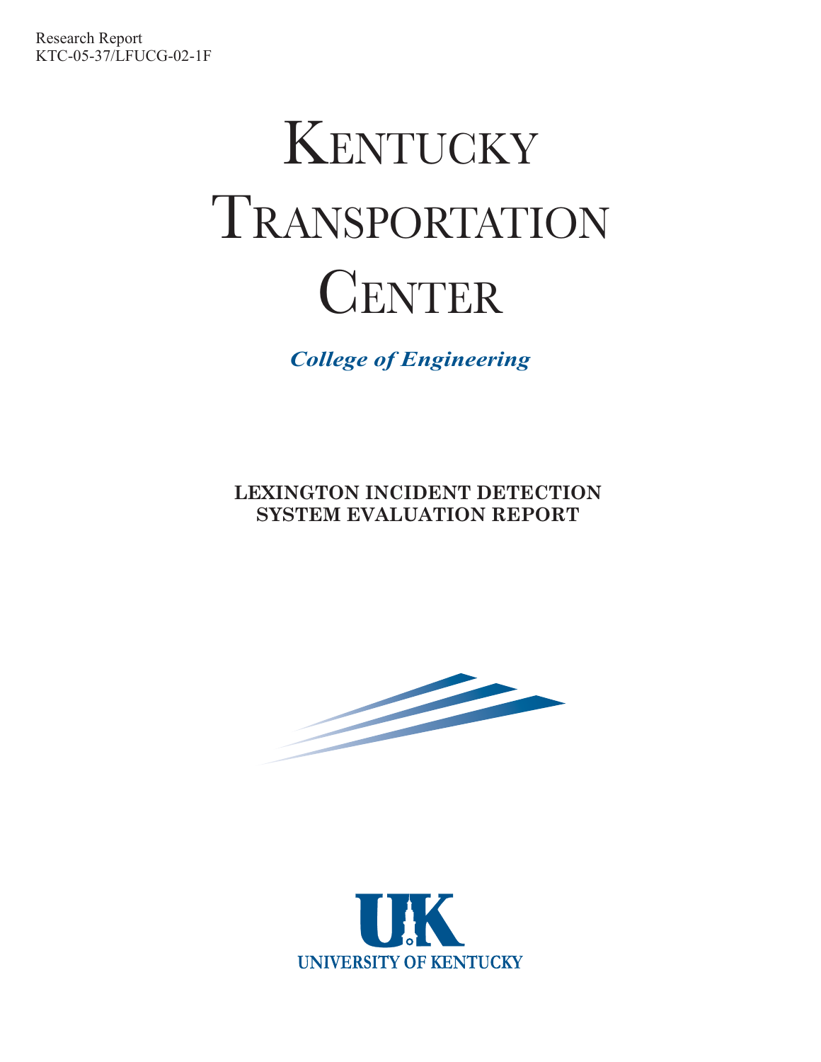Research Report
KTC-05-37/LFUCG-02-1F

# Kentucky Transportation Center

*College of Engineering*

## LEXINGTON INCIDENT DETECTION SYSTEM EVALUATION REPORT

UNIVERSITY OF KENTUCKY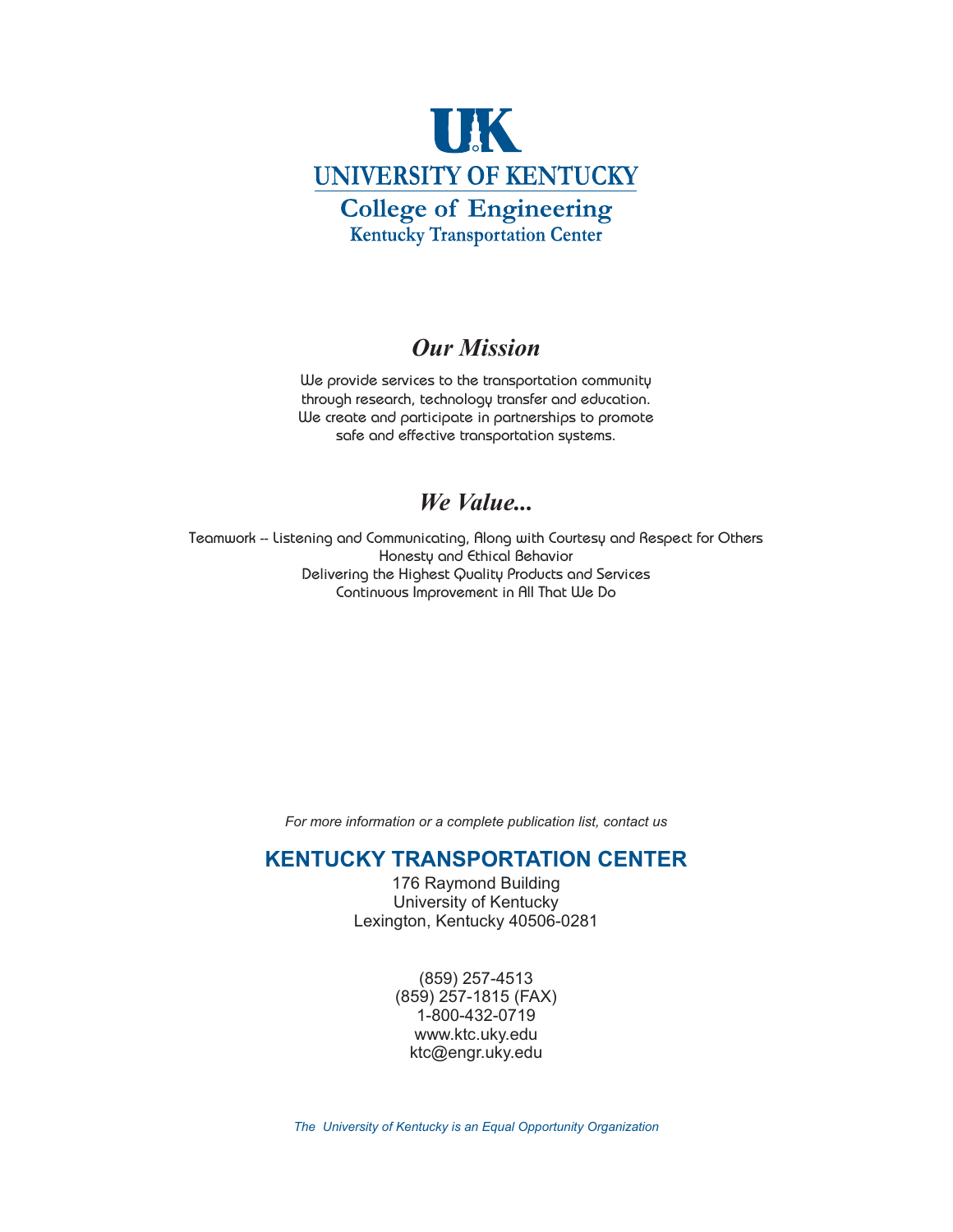UK

UNIVERSITY OF KENTUCKY

College of Engineering

Kentucky Transportation Center

## *Our Mission*

We provide services to the transportation community through research, technology transfer and education. We create and participate in partnerships to promote safe and effective transportation systems.

## *We Value...*

Teamwork -- Listening and Communicating, Along with Courtesy and Respect for Others
Honesty and Ethical Behavior
Delivering the Highest Quality Products and Services
Continuous Improvement in All That We Do

*For more information or a complete publication list, contact us*

**KENTUCKY TRANSPORTATION CENTER**

176 Raymond Building
University of Kentucky
Lexington, Kentucky 40506-0281

(859) 257-4513
(859) 257-1815 (FAX)
1-800-432-0719
www.ktc.uky.edu
ktc@engr.uky.edu

*The University of Kentucky is an Equal Opportunity Organization*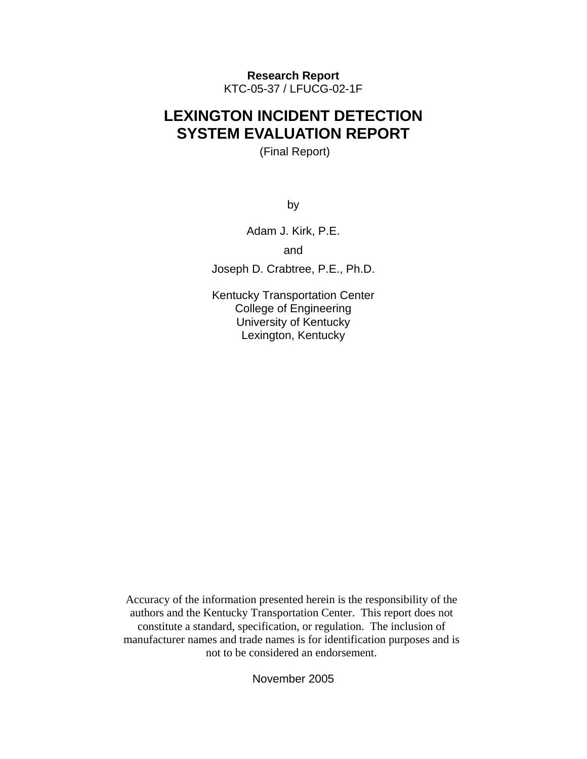**Research Report**
KTC-05-37 / LFUCG-02-1F

# LEXINGTON INCIDENT DETECTION SYSTEM EVALUATION REPORT

(Final Report)

by

Adam J. Kirk, P.E.

and

Joseph D. Crabtree, P.E., Ph.D.

Kentucky Transportation Center
College of Engineering
University of Kentucky
Lexington, Kentucky

Accuracy of the information presented herein is the responsibility of the authors and the Kentucky Transportation Center. This report does not constitute a standard, specification, or regulation. The inclusion of manufacturer names and trade names is for identification purposes and is not to be considered an endorsement.

November 2005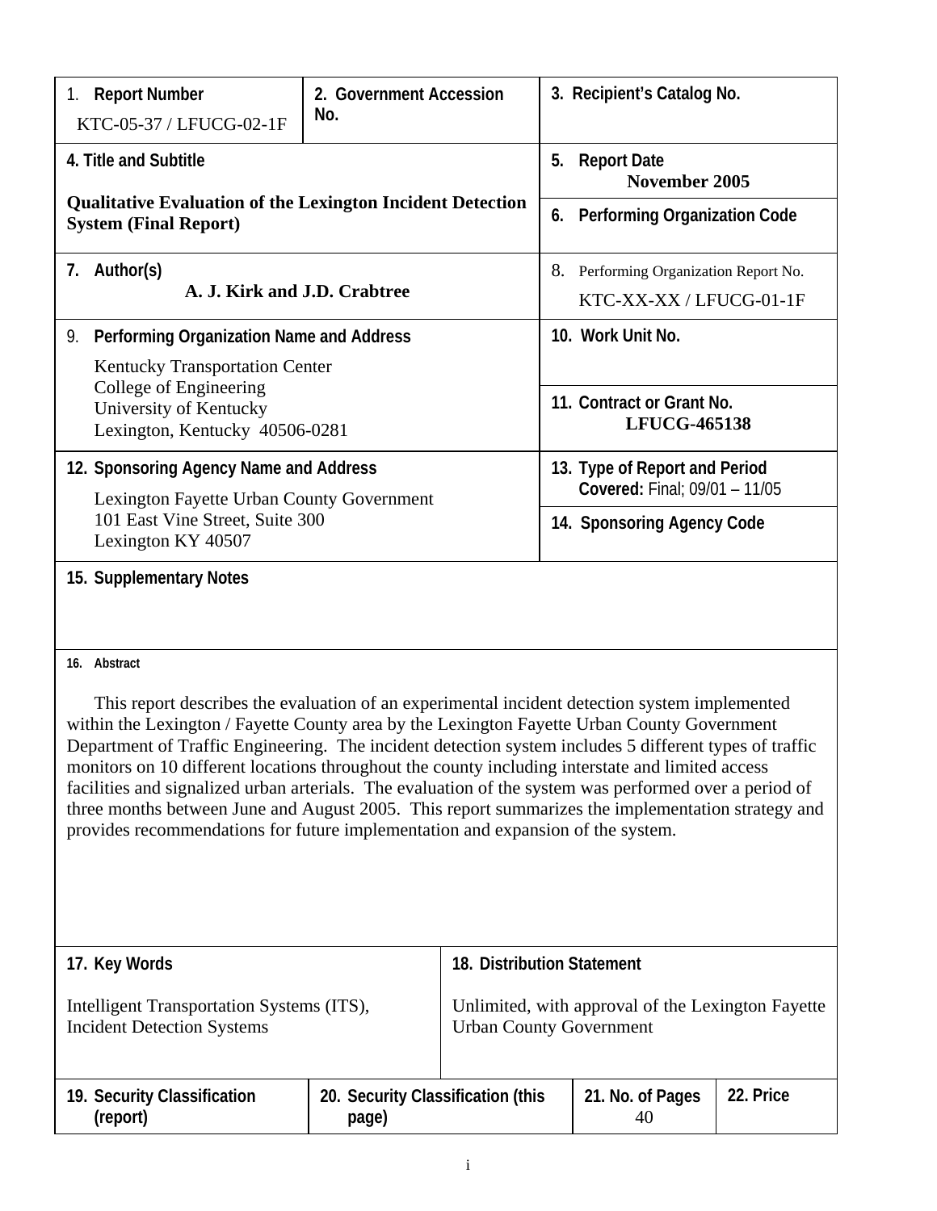| 1. **Report Number** KTC-05-37 / LFUCG-02-1F | 2. **Government Accession No.** | 3. **Recipient's Catalog No.** |
|---|---|---|
| 4. **Title and Subtitle** **Qualitative Evaluation of the Lexington Incident Detection System (Final Report)** | | 5. **Report Date** **November 2005** |
| | | 6. **Performing Organization Code** |
| 7. **Author(s)** **A. J. Kirk and J.D. Crabtree** | | 8. Performing Organization Report No. KTC-XX-XX / LFUCG-01-1F |
| 9. **Performing Organization Name and Address** Kentucky Transportation Center College of Engineering University of Kentucky Lexington, Kentucky 40506-0281 | | 10. **Work Unit No.** |
| | | 11. **Contract or Grant No.** **LFUCG-465138** |
| 12. **Sponsoring Agency Name and Address** Lexington Fayette Urban County Government 101 East Vine Street, Suite 300 Lexington KY 40507 | | 13. **Type of Report and Period Covered:** Final; 09/01 – 11/05 |
| | | 14. **Sponsoring Agency Code** |

**15. Supplementary Notes**

**16. Abstract**

This report describes the evaluation of an experimental incident detection system implemented within the Lexington / Fayette County area by the Lexington Fayette Urban County Government Department of Traffic Engineering. The incident detection system includes 5 different types of traffic monitors on 10 different locations throughout the county including interstate and limited access facilities and signalized urban arterials. The evaluation of the system was performed over a period of three months between June and August 2005. This report summarizes the implementation strategy and provides recommendations for future implementation and expansion of the system.

| 17. **Key Words** | 18. **Distribution Statement** |
|---|---|
| Intelligent Transportation Systems (ITS), Incident Detection Systems | Unlimited, with approval of the Lexington Fayette Urban County Government |

| 19. **Security Classification (report)** | 20. **Security Classification (this page)** | 21. **No. of Pages** | 22. **Price** |
|---|---|---|---|
| | | 40 | |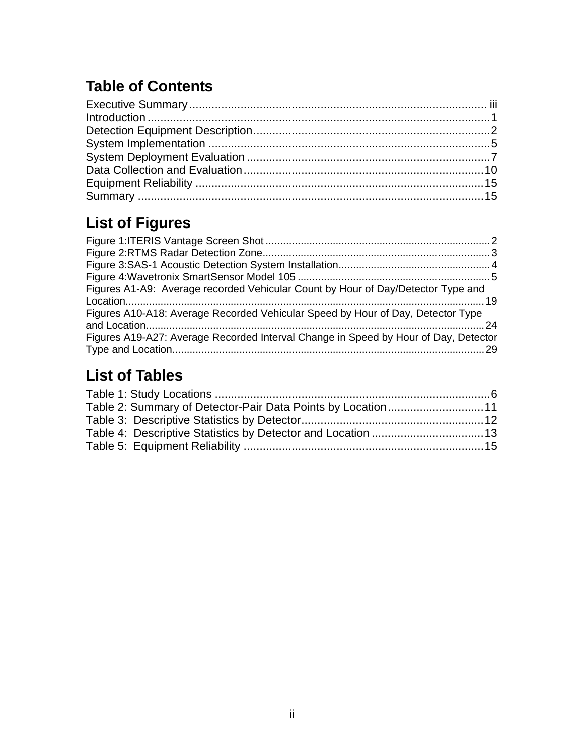# Table of Contents

Executive Summary ............................................................................................ iii
Introduction ..........................................................................................................1
Detection Equipment Description..........................................................................2
System Implementation ........................................................................................5
System Deployment Evaluation ............................................................................7
Data Collection and Evaluation...........................................................................10
Equipment Reliability ..........................................................................................15
Summary ............................................................................................................15

# List of Figures

Figure 1:ITERIS Vantage Screen Shot ............................................................................2
Figure 2:RTMS Radar Detection Zone.............................................................................3
Figure 3:SAS-1 Acoustic Detection System Installation....................................................4
Figure 4:Wavetronix SmartSensor Model 105 .................................................................5
Figures A1-A9: Average recorded Vehicular Count by Hour of Day/Detector Type and Location..........................................................................................................................19
Figures A10-A18: Average Recorded Vehicular Speed by Hour of Day, Detector Type and Location..................................................................................................................24
Figures A19-A27: Average Recorded Interval Change in Speed by Hour of Day, Detector Type and Location..........................................................................................................29

# List of Tables

Table 1: Study Locations ......................................................................................6
Table 2: Summary of Detector-Pair Data Points by Location..............................11
Table 3: Descriptive Statistics by Detector.........................................................12
Table 4: Descriptive Statistics by Detector and Location ...................................13
Table 5: Equipment Reliability ...........................................................................15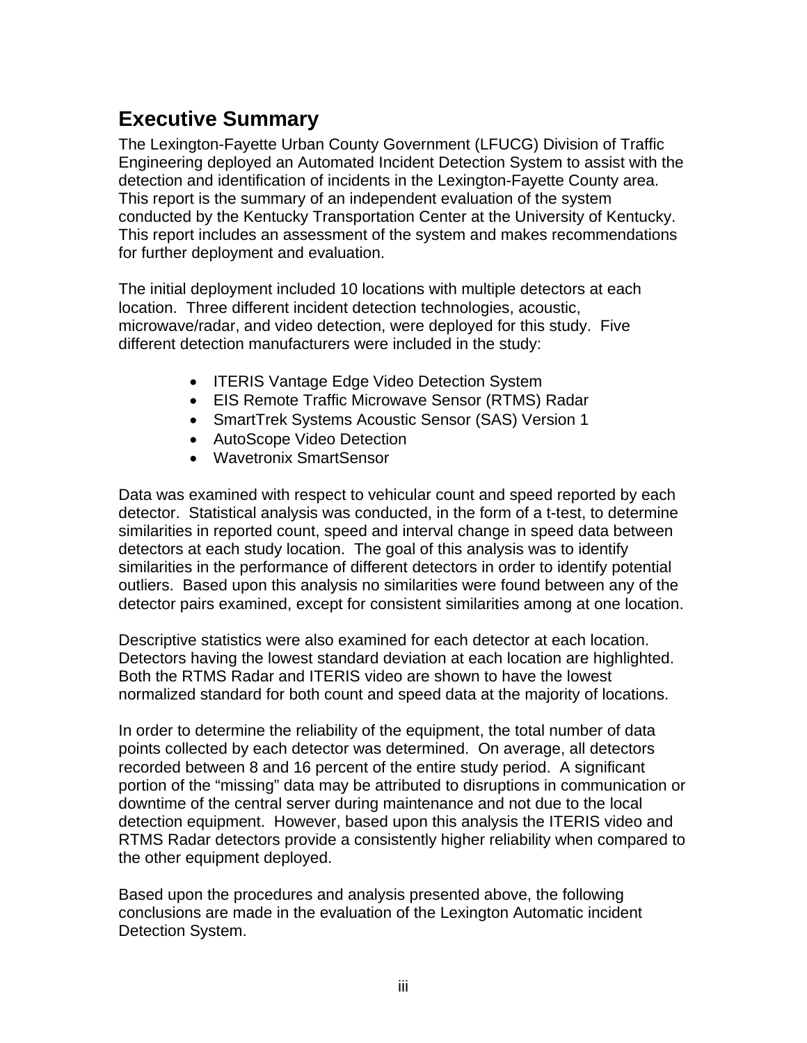## Executive Summary

The Lexington-Fayette Urban County Government (LFUCG) Division of Traffic Engineering deployed an Automated Incident Detection System to assist with the detection and identification of incidents in the Lexington-Fayette County area. This report is the summary of an independent evaluation of the system conducted by the Kentucky Transportation Center at the University of Kentucky. This report includes an assessment of the system and makes recommendations for further deployment and evaluation.

The initial deployment included 10 locations with multiple detectors at each location. Three different incident detection technologies, acoustic, microwave/radar, and video detection, were deployed for this study. Five different detection manufacturers were included in the study:

- ITERIS Vantage Edge Video Detection System
- EIS Remote Traffic Microwave Sensor (RTMS) Radar
- SmartTrek Systems Acoustic Sensor (SAS) Version 1
- AutoScope Video Detection
- Wavetronix SmartSensor

Data was examined with respect to vehicular count and speed reported by each detector. Statistical analysis was conducted, in the form of a t-test, to determine similarities in reported count, speed and interval change in speed data between detectors at each study location. The goal of this analysis was to identify similarities in the performance of different detectors in order to identify potential outliers. Based upon this analysis no similarities were found between any of the detector pairs examined, except for consistent similarities among at one location.

Descriptive statistics were also examined for each detector at each location. Detectors having the lowest standard deviation at each location are highlighted. Both the RTMS Radar and ITERIS video are shown to have the lowest normalized standard for both count and speed data at the majority of locations.

In order to determine the reliability of the equipment, the total number of data points collected by each detector was determined. On average, all detectors recorded between 8 and 16 percent of the entire study period. A significant portion of the “missing” data may be attributed to disruptions in communication or downtime of the central server during maintenance and not due to the local detection equipment. However, based upon this analysis the ITERIS video and RTMS Radar detectors provide a consistently higher reliability when compared to the other equipment deployed.

Based upon the procedures and analysis presented above, the following conclusions are made in the evaluation of the Lexington Automatic incident Detection System.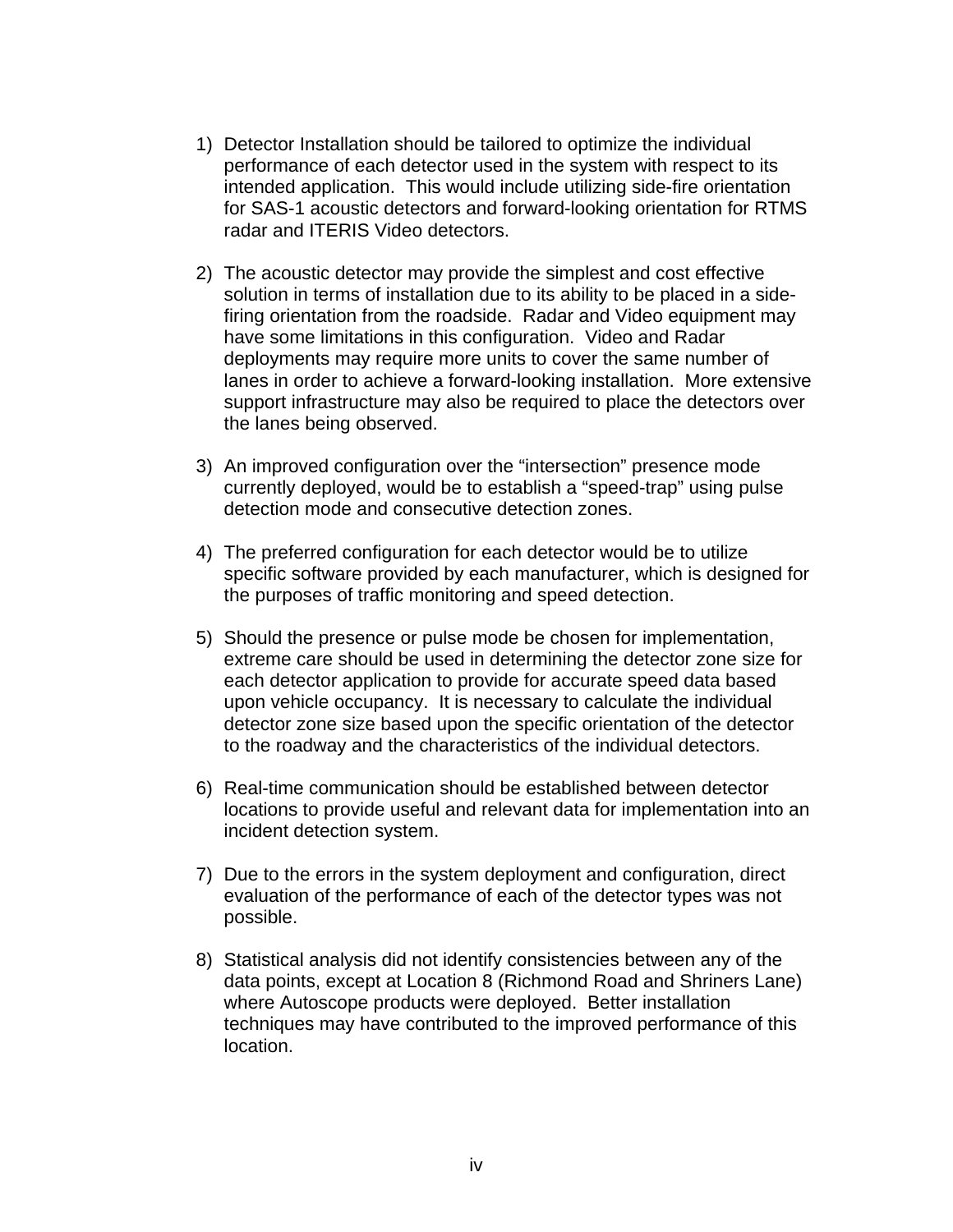1) Detector Installation should be tailored to optimize the individual performance of each detector used in the system with respect to its intended application. This would include utilizing side-fire orientation for SAS-1 acoustic detectors and forward-looking orientation for RTMS radar and ITERIS Video detectors.

2) The acoustic detector may provide the simplest and cost effective solution in terms of installation due to its ability to be placed in a side-firing orientation from the roadside. Radar and Video equipment may have some limitations in this configuration. Video and Radar deployments may require more units to cover the same number of lanes in order to achieve a forward-looking installation. More extensive support infrastructure may also be required to place the detectors over the lanes being observed.

3) An improved configuration over the "intersection" presence mode currently deployed, would be to establish a "speed-trap" using pulse detection mode and consecutive detection zones.

4) The preferred configuration for each detector would be to utilize specific software provided by each manufacturer, which is designed for the purposes of traffic monitoring and speed detection.

5) Should the presence or pulse mode be chosen for implementation, extreme care should be used in determining the detector zone size for each detector application to provide for accurate speed data based upon vehicle occupancy. It is necessary to calculate the individual detector zone size based upon the specific orientation of the detector to the roadway and the characteristics of the individual detectors.

6) Real-time communication should be established between detector locations to provide useful and relevant data for implementation into an incident detection system.

7) Due to the errors in the system deployment and configuration, direct evaluation of the performance of each of the detector types was not possible.

8) Statistical analysis did not identify consistencies between any of the data points, except at Location 8 (Richmond Road and Shriners Lane) where Autoscope products were deployed. Better installation techniques may have contributed to the improved performance of this location.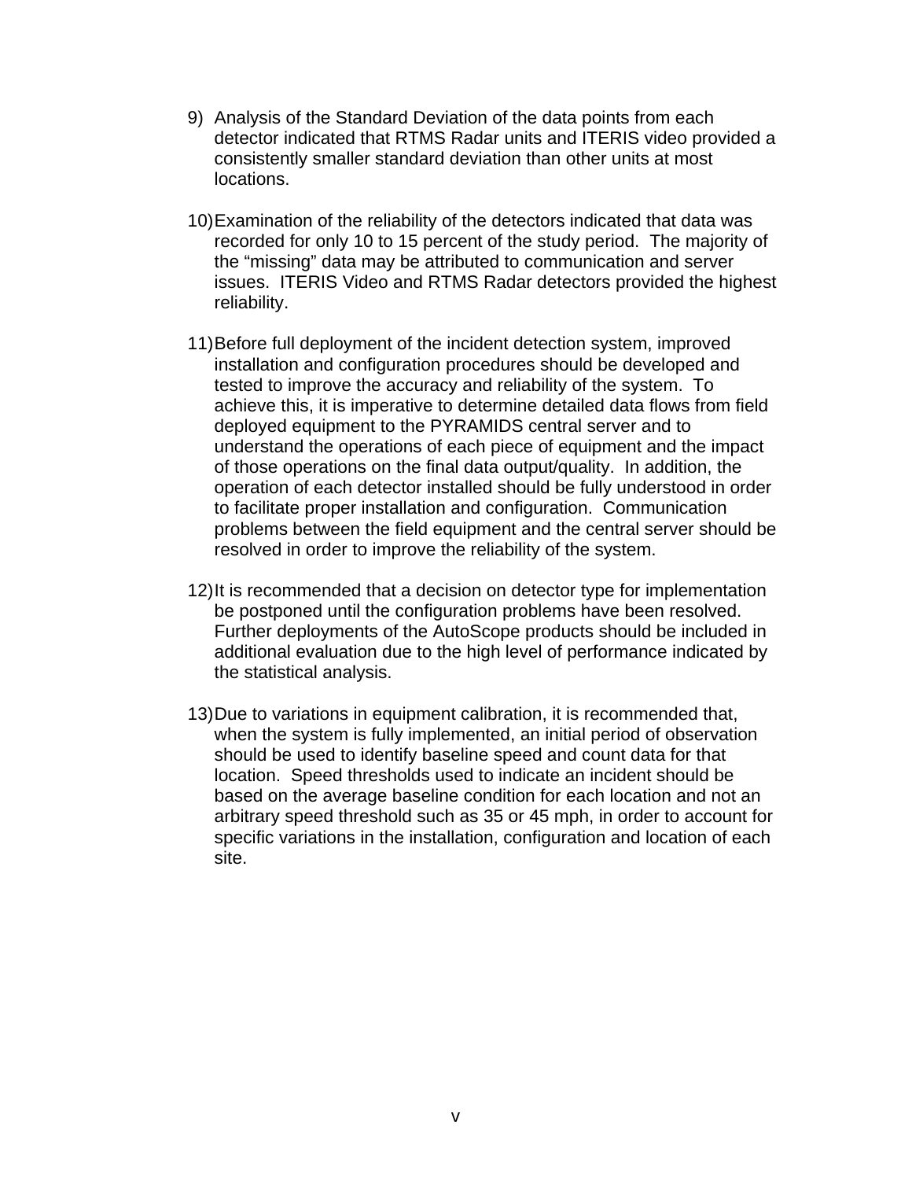9) Analysis of the Standard Deviation of the data points from each detector indicated that RTMS Radar units and ITERIS video provided a consistently smaller standard deviation than other units at most locations.

10) Examination of the reliability of the detectors indicated that data was recorded for only 10 to 15 percent of the study period. The majority of the "missing" data may be attributed to communication and server issues. ITERIS Video and RTMS Radar detectors provided the highest reliability.

11) Before full deployment of the incident detection system, improved installation and configuration procedures should be developed and tested to improve the accuracy and reliability of the system. To achieve this, it is imperative to determine detailed data flows from field deployed equipment to the PYRAMIDS central server and to understand the operations of each piece of equipment and the impact of those operations on the final data output/quality. In addition, the operation of each detector installed should be fully understood in order to facilitate proper installation and configuration. Communication problems between the field equipment and the central server should be resolved in order to improve the reliability of the system.

12) It is recommended that a decision on detector type for implementation be postponed until the configuration problems have been resolved. Further deployments of the AutoScope products should be included in additional evaluation due to the high level of performance indicated by the statistical analysis.

13) Due to variations in equipment calibration, it is recommended that, when the system is fully implemented, an initial period of observation should be used to identify baseline speed and count data for that location. Speed thresholds used to indicate an incident should be based on the average baseline condition for each location and not an arbitrary speed threshold such as 35 or 45 mph, in order to account for specific variations in the installation, configuration and location of each site.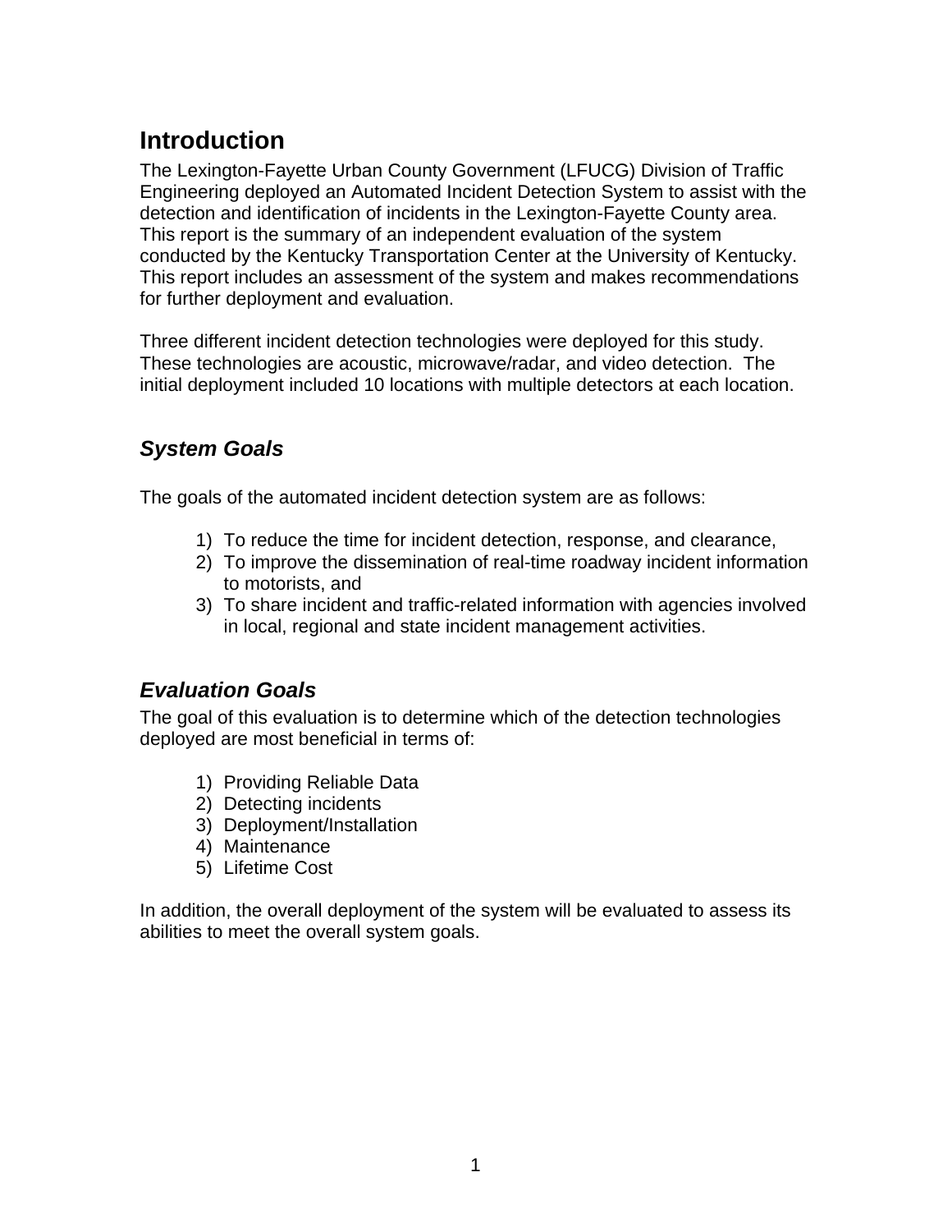# Introduction

The Lexington-Fayette Urban County Government (LFUCG) Division of Traffic Engineering deployed an Automated Incident Detection System to assist with the detection and identification of incidents in the Lexington-Fayette County area. This report is the summary of an independent evaluation of the system conducted by the Kentucky Transportation Center at the University of Kentucky. This report includes an assessment of the system and makes recommendations for further deployment and evaluation.

Three different incident detection technologies were deployed for this study. These technologies are acoustic, microwave/radar, and video detection. The initial deployment included 10 locations with multiple detectors at each location.

## *System Goals*

The goals of the automated incident detection system are as follows:

1) To reduce the time for incident detection, response, and clearance,
2) To improve the dissemination of real-time roadway incident information to motorists, and
3) To share incident and traffic-related information with agencies involved in local, regional and state incident management activities.

## *Evaluation Goals*

The goal of this evaluation is to determine which of the detection technologies deployed are most beneficial in terms of:

1) Providing Reliable Data
2) Detecting incidents
3) Deployment/Installation
4) Maintenance
5) Lifetime Cost

In addition, the overall deployment of the system will be evaluated to assess its abilities to meet the overall system goals.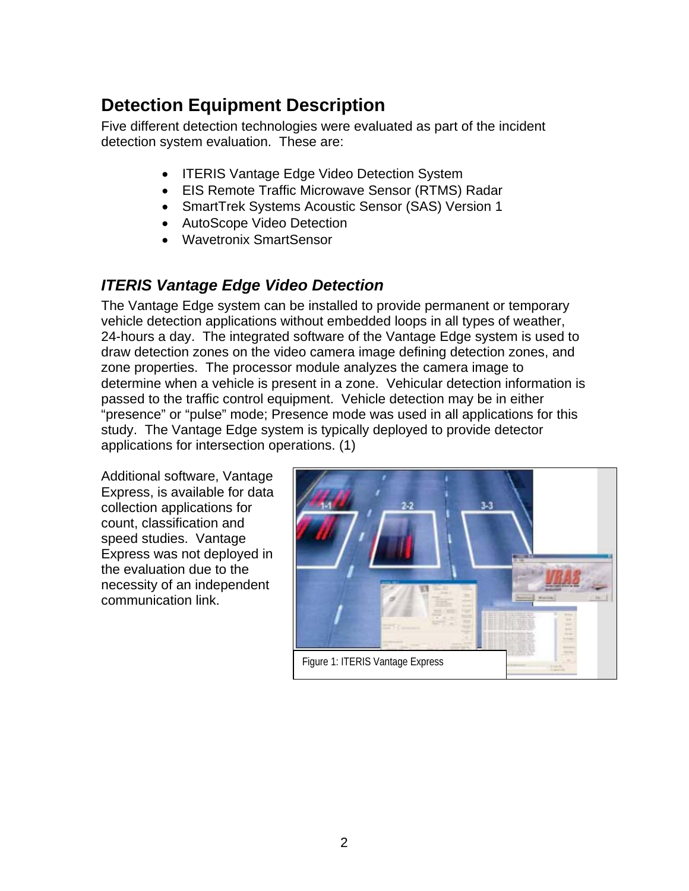## Detection Equipment Description

Five different detection technologies were evaluated as part of the incident detection system evaluation. These are:

- ITERIS Vantage Edge Video Detection System
- EIS Remote Traffic Microwave Sensor (RTMS) Radar
- SmartTrek Systems Acoustic Sensor (SAS) Version 1
- AutoScope Video Detection
- Wavetronix SmartSensor

### *ITERIS Vantage Edge Video Detection*

The Vantage Edge system can be installed to provide permanent or temporary vehicle detection applications without embedded loops in all types of weather, 24-hours a day. The integrated software of the Vantage Edge system is used to draw detection zones on the video camera image defining detection zones, and zone properties. The processor module analyzes the camera image to determine when a vehicle is present in a zone. Vehicular detection information is passed to the traffic control equipment. Vehicle detection may be in either "presence" or "pulse" mode; Presence mode was used in all applications for this study. The Vantage Edge system is typically deployed to provide detector applications for intersection operations. (1)

Additional software, Vantage Express, is available for data collection applications for count, classification and speed studies. Vantage Express was not deployed in the evaluation due to the necessity of an independent communication link.

Figure 1: ITERIS Vantage Express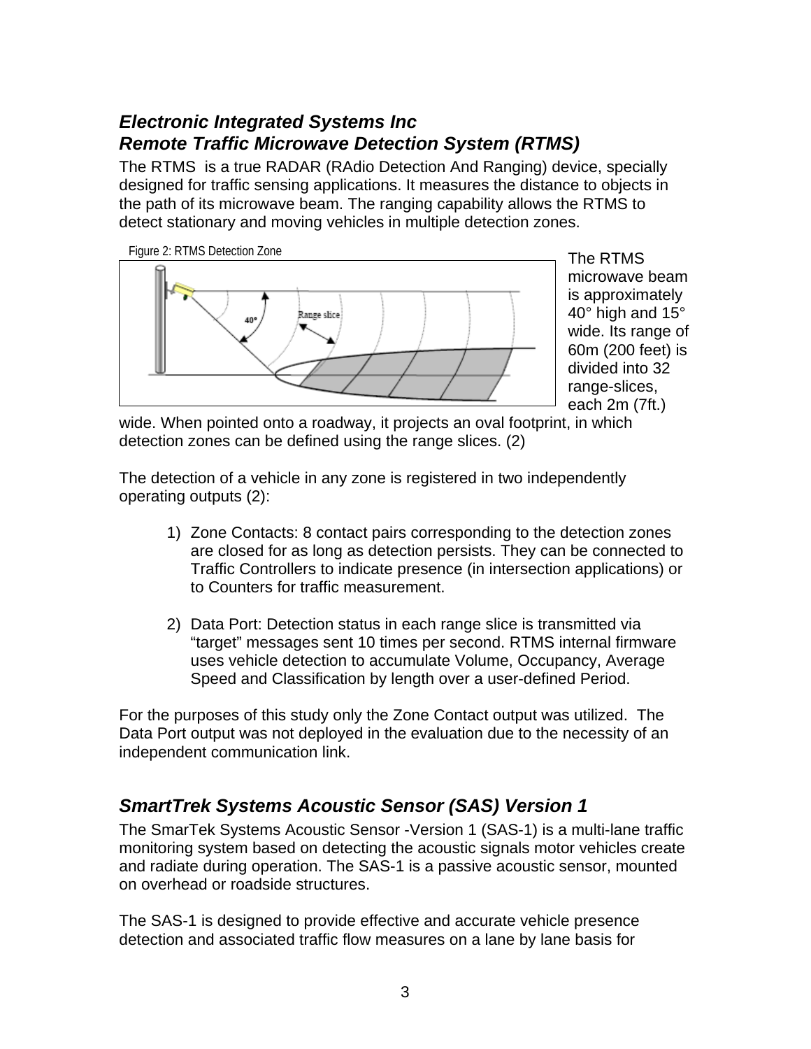## *Electronic Integrated Systems Inc*
## *Remote Traffic Microwave Detection System (RTMS)*

The RTMS is a true RADAR (RAdio Detection And Ranging) device, specially designed for traffic sensing applications. It measures the distance to objects in the path of its microwave beam. The ranging capability allows the RTMS to detect stationary and moving vehicles in multiple detection zones.

Figure 2: RTMS Detection Zone

The RTMS microwave beam is approximately 40° high and 15° wide. Its range of 60m (200 feet) is divided into 32 range-slices, each 2m (7ft.) wide. When pointed onto a roadway, it projects an oval footprint, in which detection zones can be defined using the range slices. (2)

The detection of a vehicle in any zone is registered in two independently operating outputs (2):

1) Zone Contacts: 8 contact pairs corresponding to the detection zones are closed for as long as detection persists. They can be connected to Traffic Controllers to indicate presence (in intersection applications) or to Counters for traffic measurement.

2) Data Port: Detection status in each range slice is transmitted via "target" messages sent 10 times per second. RTMS internal firmware uses vehicle detection to accumulate Volume, Occupancy, Average Speed and Classification by length over a user-defined Period.

For the purposes of this study only the Zone Contact output was utilized. The Data Port output was not deployed in the evaluation due to the necessity of an independent communication link.

## *SmartTrek Systems Acoustic Sensor (SAS) Version 1*

The SmarTek Systems Acoustic Sensor -Version 1 (SAS-1) is a multi-lane traffic monitoring system based on detecting the acoustic signals motor vehicles create and radiate during operation. The SAS-1 is a passive acoustic sensor, mounted on overhead or roadside structures.

The SAS-1 is designed to provide effective and accurate vehicle presence detection and associated traffic flow measures on a lane by lane basis for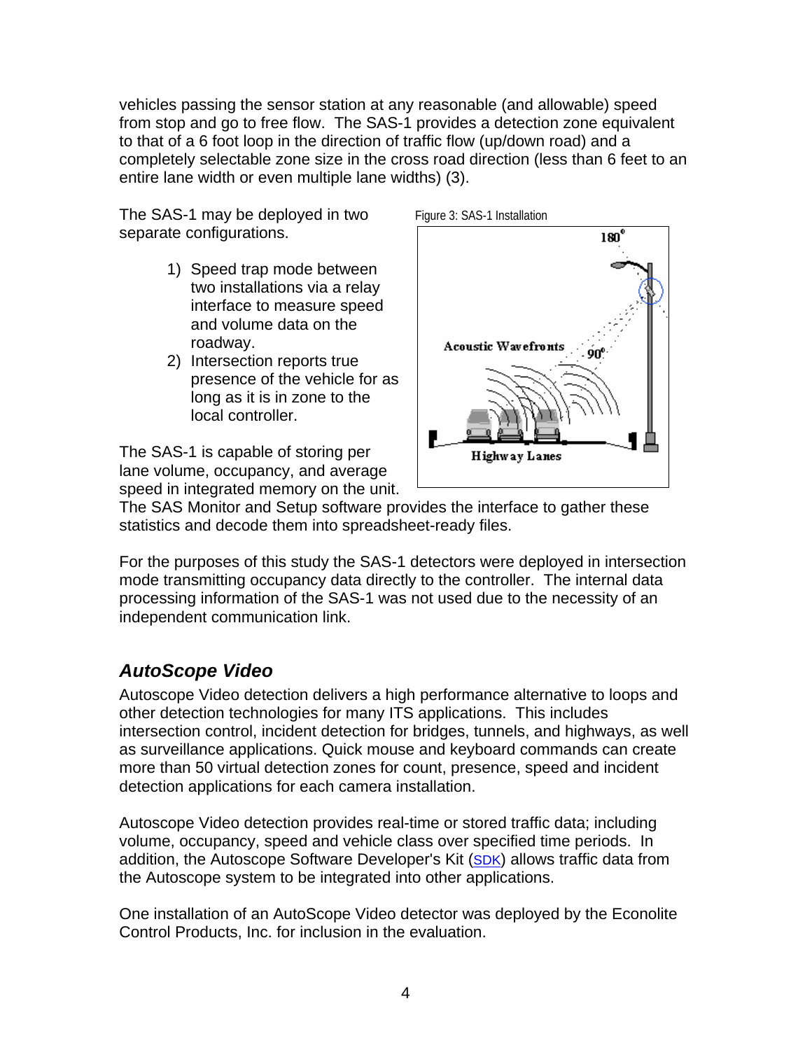vehicles passing the sensor station at any reasonable (and allowable) speed from stop and go to free flow. The SAS-1 provides a detection zone equivalent to that of a 6 foot loop in the direction of traffic flow (up/down road) and a completely selectable zone size in the cross road direction (less than 6 feet to an entire lane width or even multiple lane widths) (3).

The SAS-1 may be deployed in two separate configurations.

1) Speed trap mode between two installations via a relay interface to measure speed and volume data on the roadway.
2) Intersection reports true presence of the vehicle for as long as it is in zone to the local controller.

Figure 3: SAS-1 Installation

The SAS-1 is capable of storing per lane volume, occupancy, and average speed in integrated memory on the unit. The SAS Monitor and Setup software provides the interface to gather these statistics and decode them into spreadsheet-ready files.

For the purposes of this study the SAS-1 detectors were deployed in intersection mode transmitting occupancy data directly to the controller. The internal data processing information of the SAS-1 was not used due to the necessity of an independent communication link.

## *AutoScope Video*

Autoscope Video detection delivers a high performance alternative to loops and other detection technologies for many ITS applications. This includes intersection control, incident detection for bridges, tunnels, and highways, as well as surveillance applications. Quick mouse and keyboard commands can create more than 50 virtual detection zones for count, presence, speed and incident detection applications for each camera installation.

Autoscope Video detection provides real-time or stored traffic data; including volume, occupancy, speed and vehicle class over specified time periods. In addition, the Autoscope Software Developer's Kit (SDK) allows traffic data from the Autoscope system to be integrated into other applications.

One installation of an AutoScope Video detector was deployed by the Econolite Control Products, Inc. for inclusion in the evaluation.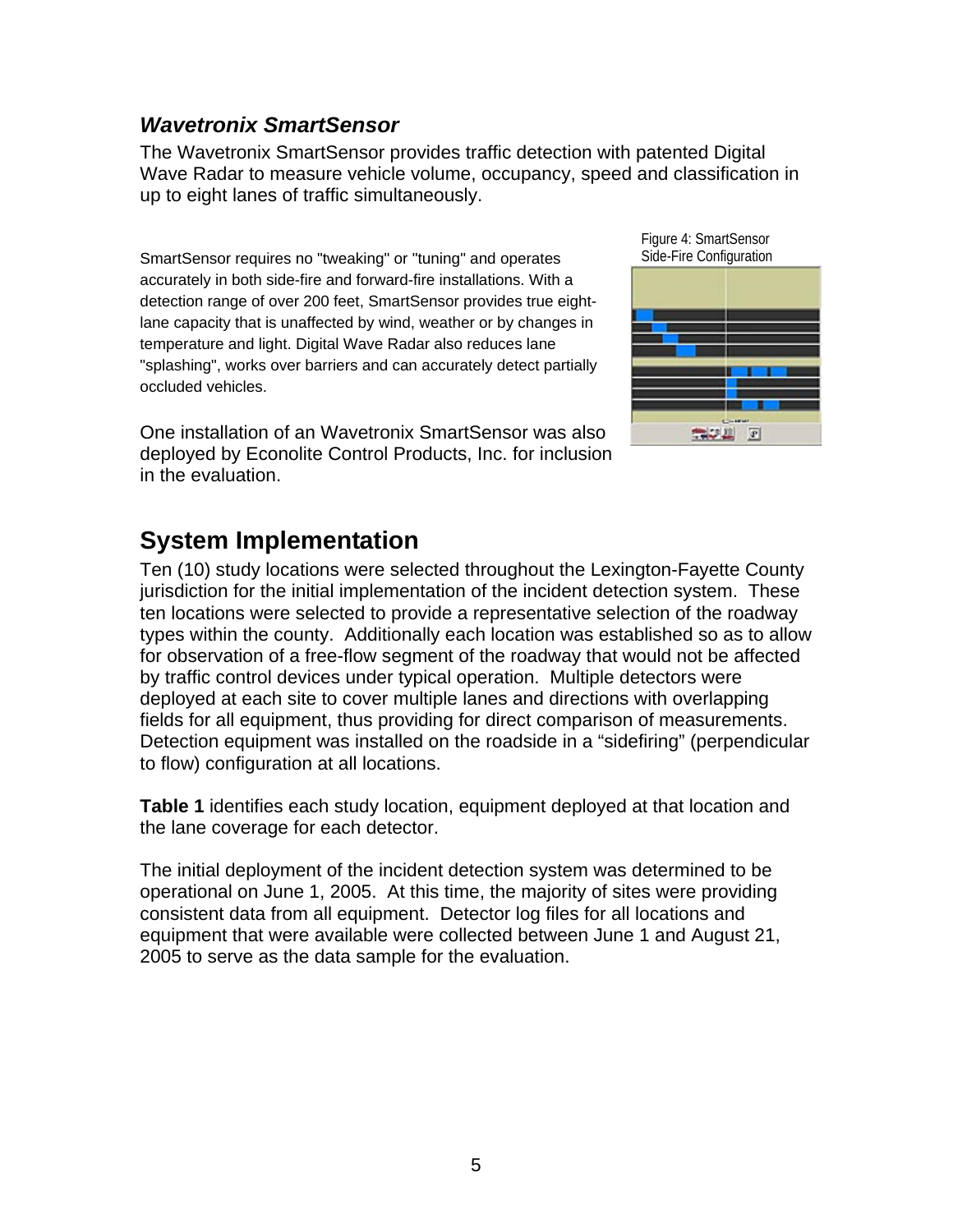### *Wavetronix SmartSensor*

The Wavetronix SmartSensor provides traffic detection with patented Digital Wave Radar to measure vehicle volume, occupancy, speed and classification in up to eight lanes of traffic simultaneously.

SmartSensor requires no "tweaking" or "tuning" and operates accurately in both side-fire and forward-fire installations. With a detection range of over 200 feet, SmartSensor provides true eight-lane capacity that is unaffected by wind, weather or by changes in temperature and light. Digital Wave Radar also reduces lane "splashing", works over barriers and can accurately detect partially occluded vehicles.

Figure 4: SmartSensor Side-Fire Configuration

One installation of an Wavetronix SmartSensor was also deployed by Econolite Control Products, Inc. for inclusion in the evaluation.

## System Implementation

Ten (10) study locations were selected throughout the Lexington-Fayette County jurisdiction for the initial implementation of the incident detection system. These ten locations were selected to provide a representative selection of the roadway types within the county. Additionally each location was established so as to allow for observation of a free-flow segment of the roadway that would not be affected by traffic control devices under typical operation. Multiple detectors were deployed at each site to cover multiple lanes and directions with overlapping fields for all equipment, thus providing for direct comparison of measurements. Detection equipment was installed on the roadside in a "sidefiring" (perpendicular to flow) configuration at all locations.

**Table 1** identifies each study location, equipment deployed at that location and the lane coverage for each detector.

The initial deployment of the incident detection system was determined to be operational on June 1, 2005. At this time, the majority of sites were providing consistent data from all equipment. Detector log files for all locations and equipment that were available were collected between June 1 and August 21, 2005 to serve as the data sample for the evaluation.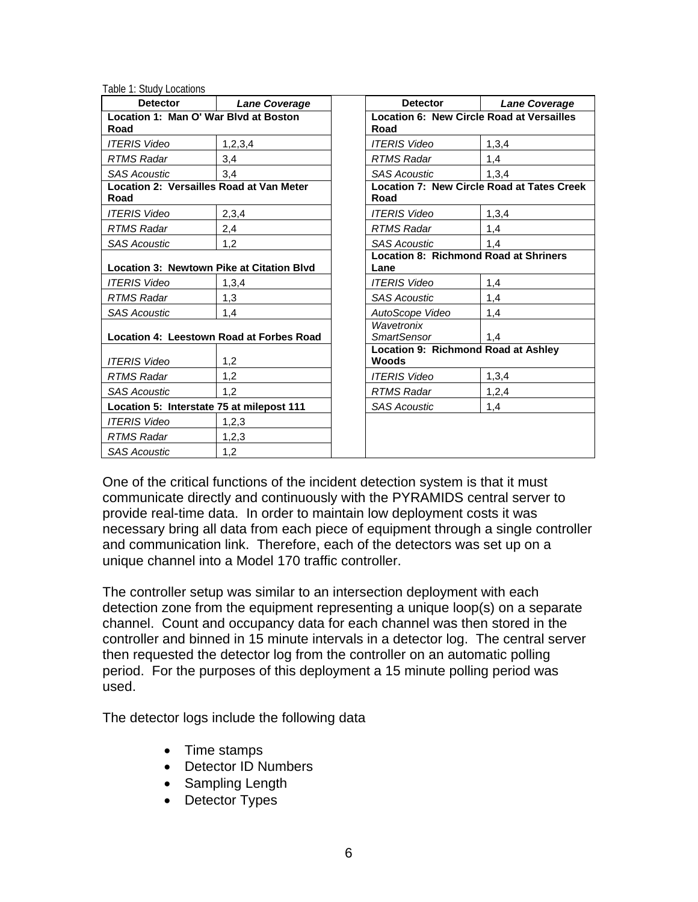Table 1: Study Locations

| Detector | *Lane Coverage* |
|---|---|
| **Location 1: Man O' War Blvd at Boston Road** | |
| *ITERIS Video* | 1,2,3,4 |
| *RTMS Radar* | 3,4 |
| *SAS Acoustic* | 3,4 |
| **Location 2: Versailles Road at Van Meter Road** | |
| *ITERIS Video* | 2,3,4 |
| *RTMS Radar* | 2,4 |
| *SAS Acoustic* | 1,2 |
| **Location 3: Newtown Pike at Citation Blvd** | |
| *ITERIS Video* | 1,3,4 |
| *RTMS Radar* | 1,3 |
| *SAS Acoustic* | 1,4 |
| **Location 4: Leestown Road at Forbes Road** | |
| *ITERIS Video* | 1,2 |
| *RTMS Radar* | 1,2 |
| *SAS Acoustic* | 1,2 |
| **Location 5: Interstate 75 at milepost 111** | |
| *ITERIS Video* | 1,2,3 |
| *RTMS Radar* | 1,2,3 |
| *SAS Acoustic* | 1,2 |

| Detector | *Lane Coverage* |
|---|---|
| **Location 6: New Circle Road at Versailles Road** | |
| *ITERIS Video* | 1,3,4 |
| *RTMS Radar* | 1,4 |
| *SAS Acoustic* | 1,3,4 |
| **Location 7: New Circle Road at Tates Creek Road** | |
| *ITERIS Video* | 1,3,4 |
| *RTMS Radar* | 1,4 |
| *SAS Acoustic* | 1,4 |
| **Location 8: Richmond Road at Shriners Lane** | |
| *ITERIS Video* | 1,4 |
| *SAS Acoustic* | 1,4 |
| *AutoScope Video* | 1,4 |
| *Wavetronix SmartSensor* | 1,4 |
| **Location 9: Richmond Road at Ashley Woods** | |
| *ITERIS Video* | 1,3,4 |
| *RTMS Radar* | 1,2,4 |
| *SAS Acoustic* | 1,4 |

One of the critical functions of the incident detection system is that it must communicate directly and continuously with the PYRAMIDS central server to provide real-time data. In order to maintain low deployment costs it was necessary bring all data from each piece of equipment through a single controller and communication link. Therefore, each of the detectors was set up on a unique channel into a Model 170 traffic controller.

The controller setup was similar to an intersection deployment with each detection zone from the equipment representing a unique loop(s) on a separate channel. Count and occupancy data for each channel was then stored in the controller and binned in 15 minute intervals in a detector log. The central server then requested the detector log from the controller on an automatic polling period. For the purposes of this deployment a 15 minute polling period was used.

The detector logs include the following data

- Time stamps
- Detector ID Numbers
- Sampling Length
- Detector Types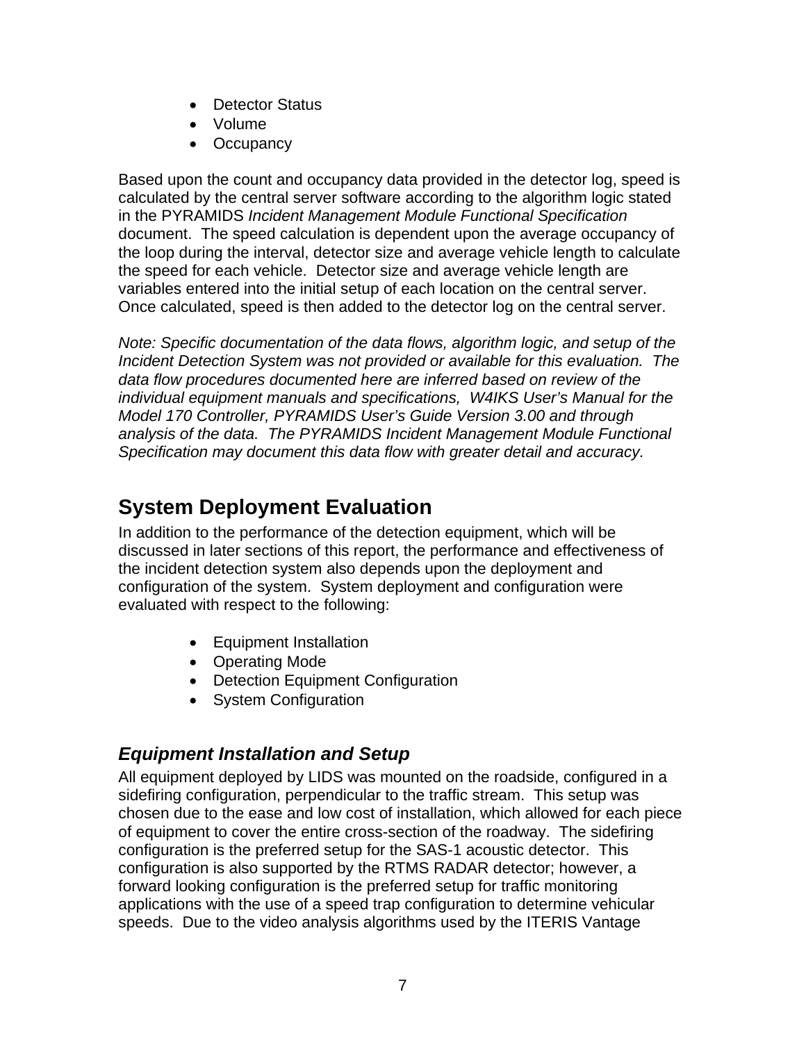- Detector Status
- Volume
- Occupancy

Based upon the count and occupancy data provided in the detector log, speed is calculated by the central server software according to the algorithm logic stated in the PYRAMIDS *Incident Management Module Functional Specification* document. The speed calculation is dependent upon the average occupancy of the loop during the interval, detector size and average vehicle length to calculate the speed for each vehicle. Detector size and average vehicle length are variables entered into the initial setup of each location on the central server. Once calculated, speed is then added to the detector log on the central server.

*Note: Specific documentation of the data flows, algorithm logic, and setup of the Incident Detection System was not provided or available for this evaluation. The data flow procedures documented here are inferred based on review of the individual equipment manuals and specifications, W4IKS User's Manual for the Model 170 Controller, PYRAMIDS User's Guide Version 3.00 and through analysis of the data. The PYRAMIDS Incident Management Module Functional Specification may document this data flow with greater detail and accuracy.*

## System Deployment Evaluation

In addition to the performance of the detection equipment, which will be discussed in later sections of this report, the performance and effectiveness of the incident detection system also depends upon the deployment and configuration of the system. System deployment and configuration were evaluated with respect to the following:

- Equipment Installation
- Operating Mode
- Detection Equipment Configuration
- System Configuration

### *Equipment Installation and Setup*

All equipment deployed by LIDS was mounted on the roadside, configured in a sidefiring configuration, perpendicular to the traffic stream. This setup was chosen due to the ease and low cost of installation, which allowed for each piece of equipment to cover the entire cross-section of the roadway. The sidefiring configuration is the preferred setup for the SAS-1 acoustic detector. This configuration is also supported by the RTMS RADAR detector; however, a forward looking configuration is the preferred setup for traffic monitoring applications with the use of a speed trap configuration to determine vehicular speeds. Due to the video analysis algorithms used by the ITERIS Vantage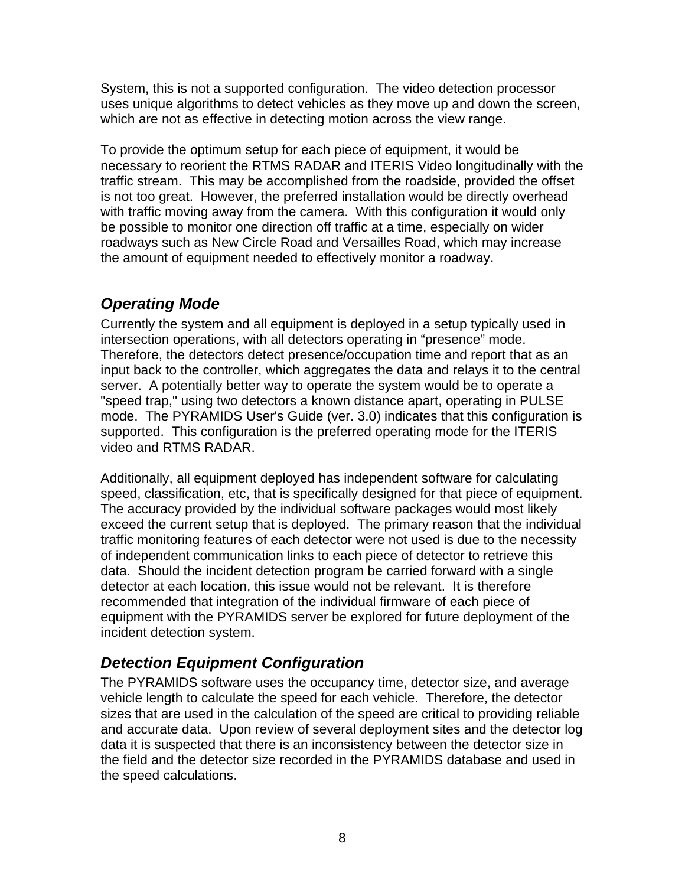System, this is not a supported configuration. The video detection processor uses unique algorithms to detect vehicles as they move up and down the screen, which are not as effective in detecting motion across the view range.

To provide the optimum setup for each piece of equipment, it would be necessary to reorient the RTMS RADAR and ITERIS Video longitudinally with the traffic stream. This may be accomplished from the roadside, provided the offset is not too great. However, the preferred installation would be directly overhead with traffic moving away from the camera. With this configuration it would only be possible to monitor one direction off traffic at a time, especially on wider roadways such as New Circle Road and Versailles Road, which may increase the amount of equipment needed to effectively monitor a roadway.

## *Operating Mode*

Currently the system and all equipment is deployed in a setup typically used in intersection operations, with all detectors operating in "presence" mode. Therefore, the detectors detect presence/occupation time and report that as an input back to the controller, which aggregates the data and relays it to the central server. A potentially better way to operate the system would be to operate a "speed trap," using two detectors a known distance apart, operating in PULSE mode. The PYRAMIDS User's Guide (ver. 3.0) indicates that this configuration is supported. This configuration is the preferred operating mode for the ITERIS video and RTMS RADAR.

Additionally, all equipment deployed has independent software for calculating speed, classification, etc, that is specifically designed for that piece of equipment. The accuracy provided by the individual software packages would most likely exceed the current setup that is deployed. The primary reason that the individual traffic monitoring features of each detector were not used is due to the necessity of independent communication links to each piece of detector to retrieve this data. Should the incident detection program be carried forward with a single detector at each location, this issue would not be relevant. It is therefore recommended that integration of the individual firmware of each piece of equipment with the PYRAMIDS server be explored for future deployment of the incident detection system.

## *Detection Equipment Configuration*

The PYRAMIDS software uses the occupancy time, detector size, and average vehicle length to calculate the speed for each vehicle. Therefore, the detector sizes that are used in the calculation of the speed are critical to providing reliable and accurate data. Upon review of several deployment sites and the detector log data it is suspected that there is an inconsistency between the detector size in the field and the detector size recorded in the PYRAMIDS database and used in the speed calculations.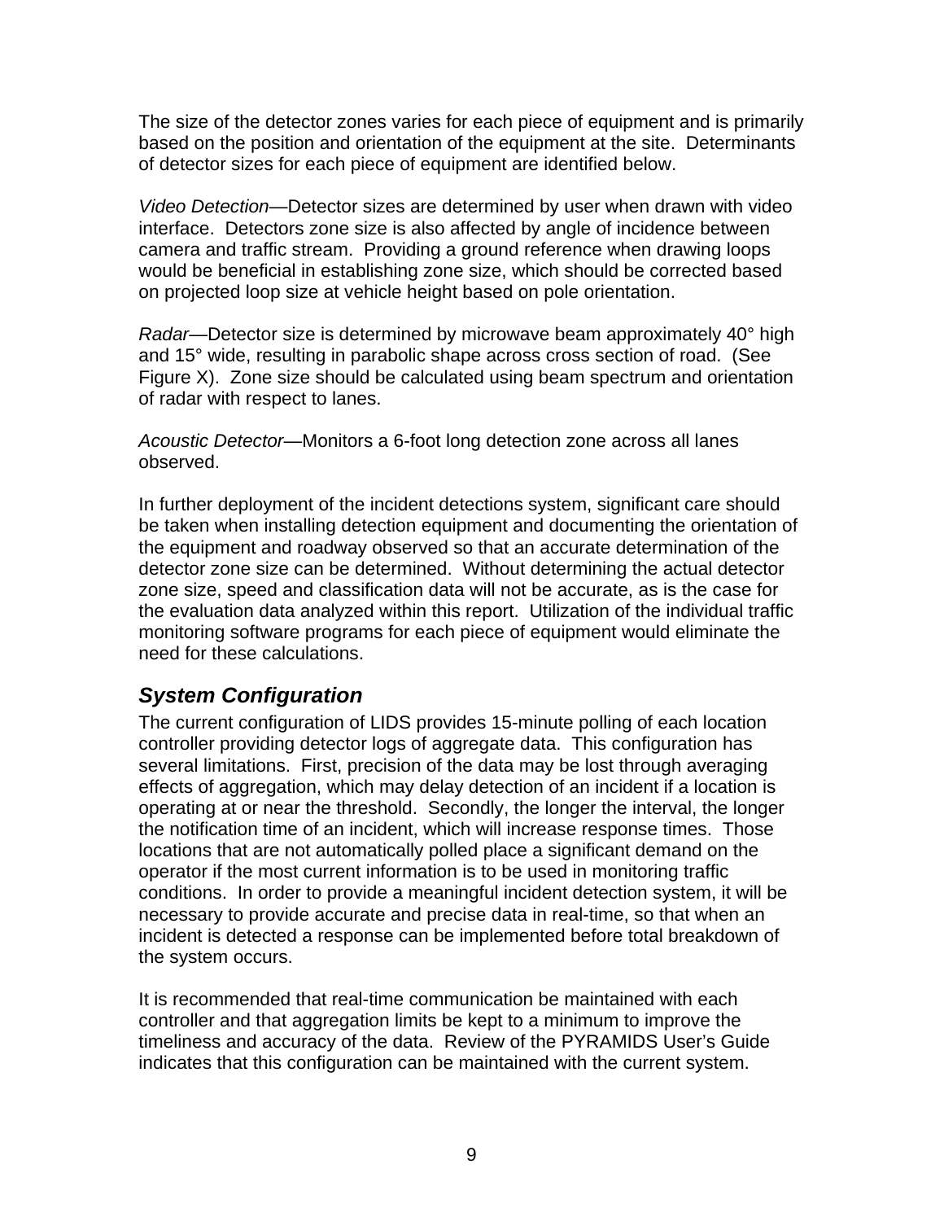The size of the detector zones varies for each piece of equipment and is primarily based on the position and orientation of the equipment at the site. Determinants of detector sizes for each piece of equipment are identified below.

*Video Detection*—Detector sizes are determined by user when drawn with video interface. Detectors zone size is also affected by angle of incidence between camera and traffic stream. Providing a ground reference when drawing loops would be beneficial in establishing zone size, which should be corrected based on projected loop size at vehicle height based on pole orientation.

*Radar*—Detector size is determined by microwave beam approximately 40° high and 15° wide, resulting in parabolic shape across cross section of road. (See Figure X). Zone size should be calculated using beam spectrum and orientation of radar with respect to lanes.

*Acoustic Detector*—Monitors a 6-foot long detection zone across all lanes observed.

In further deployment of the incident detections system, significant care should be taken when installing detection equipment and documenting the orientation of the equipment and roadway observed so that an accurate determination of the detector zone size can be determined. Without determining the actual detector zone size, speed and classification data will not be accurate, as is the case for the evaluation data analyzed within this report. Utilization of the individual traffic monitoring software programs for each piece of equipment would eliminate the need for these calculations.

## *System Configuration*

The current configuration of LIDS provides 15-minute polling of each location controller providing detector logs of aggregate data. This configuration has several limitations. First, precision of the data may be lost through averaging effects of aggregation, which may delay detection of an incident if a location is operating at or near the threshold. Secondly, the longer the interval, the longer the notification time of an incident, which will increase response times. Those locations that are not automatically polled place a significant demand on the operator if the most current information is to be used in monitoring traffic conditions. In order to provide a meaningful incident detection system, it will be necessary to provide accurate and precise data in real-time, so that when an incident is detected a response can be implemented before total breakdown of the system occurs.

It is recommended that real-time communication be maintained with each controller and that aggregation limits be kept to a minimum to improve the timeliness and accuracy of the data. Review of the PYRAMIDS User's Guide indicates that this configuration can be maintained with the current system.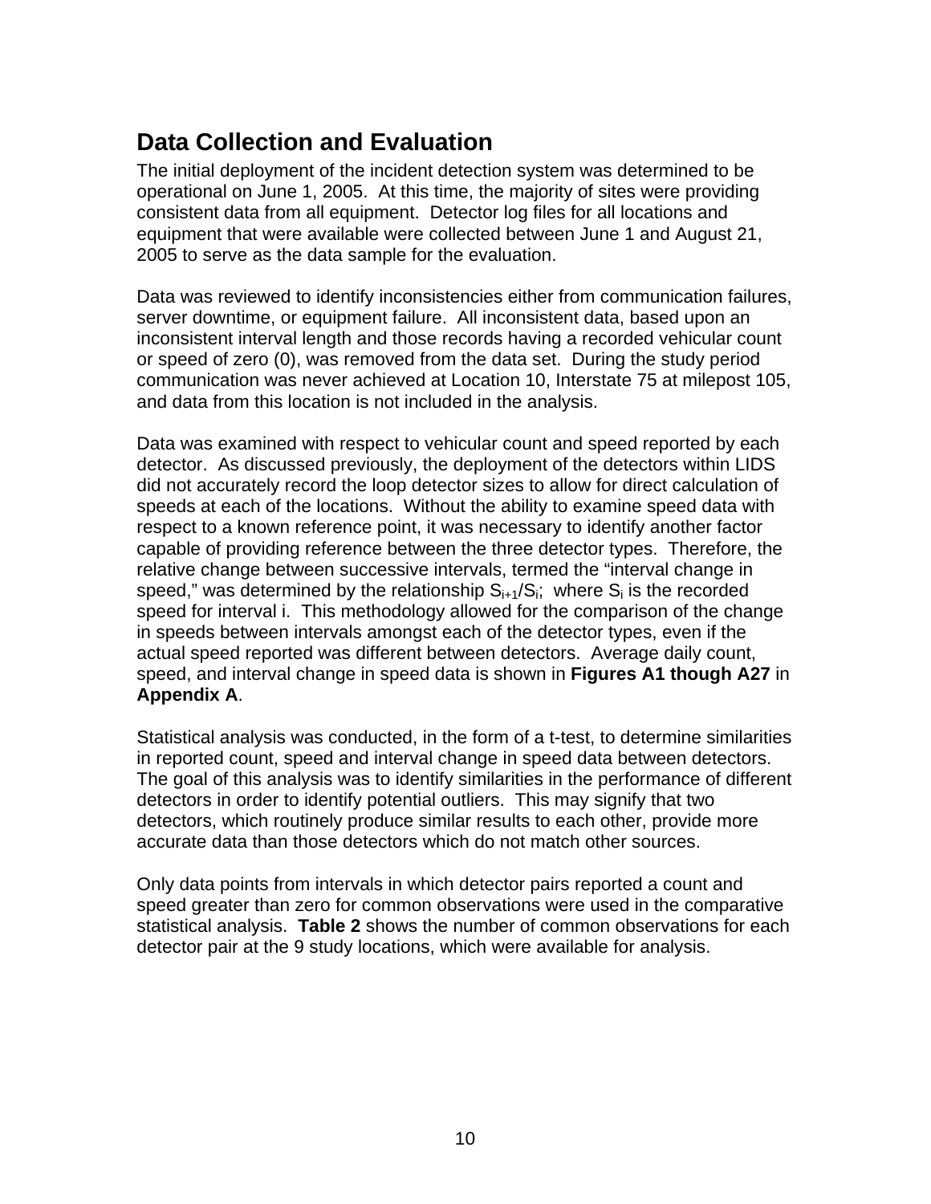## Data Collection and Evaluation

The initial deployment of the incident detection system was determined to be operational on June 1, 2005. At this time, the majority of sites were providing consistent data from all equipment. Detector log files for all locations and equipment that were available were collected between June 1 and August 21, 2005 to serve as the data sample for the evaluation.

Data was reviewed to identify inconsistencies either from communication failures, server downtime, or equipment failure. All inconsistent data, based upon an inconsistent interval length and those records having a recorded vehicular count or speed of zero (0), was removed from the data set. During the study period communication was never achieved at Location 10, Interstate 75 at milepost 105, and data from this location is not included in the analysis.

Data was examined with respect to vehicular count and speed reported by each detector. As discussed previously, the deployment of the detectors within LIDS did not accurately record the loop detector sizes to allow for direct calculation of speeds at each of the locations. Without the ability to examine speed data with respect to a known reference point, it was necessary to identify another factor capable of providing reference between the three detector types. Therefore, the relative change between successive intervals, termed the "interval change in speed," was determined by the relationship $S_{i+1}/S_i$; where $S_i$ is the recorded speed for interval i. This methodology allowed for the comparison of the change in speeds between intervals amongst each of the detector types, even if the actual speed reported was different between detectors. Average daily count, speed, and interval change in speed data is shown in **Figures A1 though A27** in **Appendix A**.

Statistical analysis was conducted, in the form of a t-test, to determine similarities in reported count, speed and interval change in speed data between detectors. The goal of this analysis was to identify similarities in the performance of different detectors in order to identify potential outliers. This may signify that two detectors, which routinely produce similar results to each other, provide more accurate data than those detectors which do not match other sources.

Only data points from intervals in which detector pairs reported a count and speed greater than zero for common observations were used in the comparative statistical analysis. **Table 2** shows the number of common observations for each detector pair at the 9 study locations, which were available for analysis.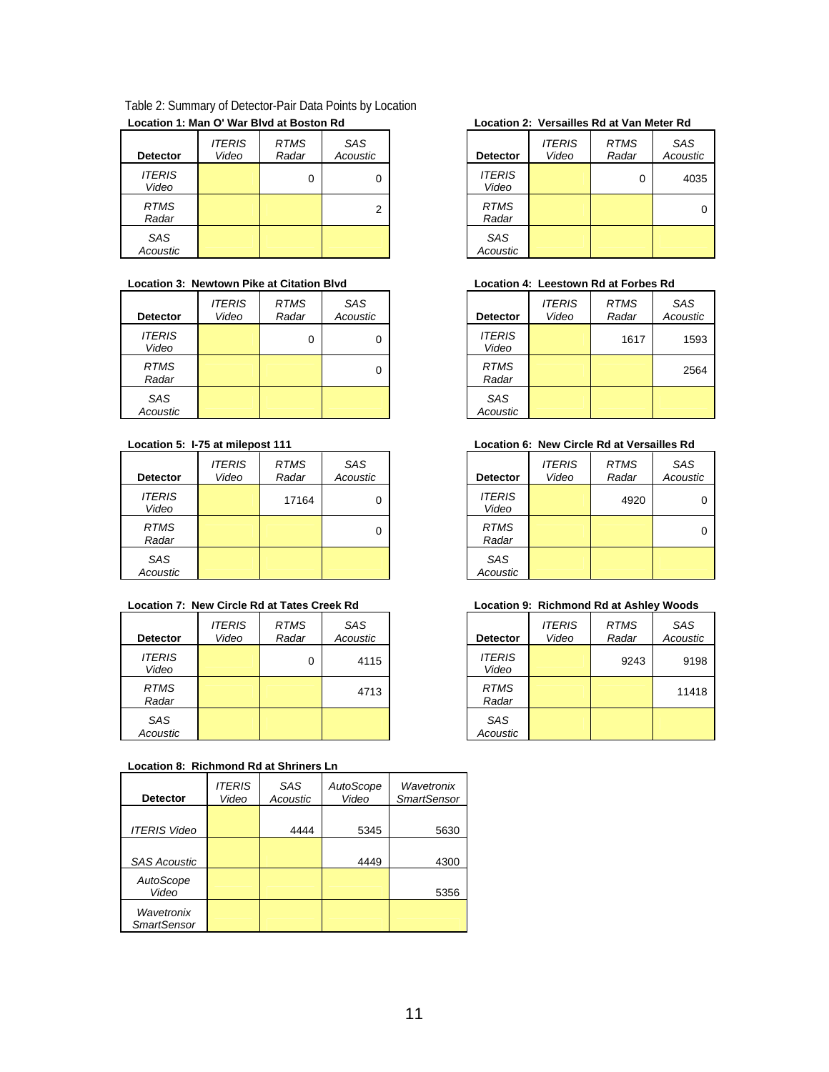Table 2: Summary of Detector-Pair Data Points by Location

**Location 1: Man O' War Blvd at Boston Rd**

| Detector | *ITERIS Video* | *RTMS Radar* | *SAS Acoustic* |
|---|---|---|---|
| *ITERIS Video* | | 0 | 0 |
| *RTMS Radar* | | | 2 |
| *SAS Acoustic* | | | |

**Location 2: Versailles Rd at Van Meter Rd**

| Detector | *ITERIS Video* | *RTMS Radar* | *SAS Acoustic* |
|---|---|---|---|
| *ITERIS Video* | | 0 | 4035 |
| *RTMS Radar* | | | 0 |
| *SAS Acoustic* | | | |

**Location 3: Newtown Pike at Citation Blvd**

| Detector | *ITERIS Video* | *RTMS Radar* | *SAS Acoustic* |
|---|---|---|---|
| *ITERIS Video* | | 0 | 0 |
| *RTMS Radar* | | | 0 |
| *SAS Acoustic* | | | |

**Location 4: Leestown Rd at Forbes Rd**

| Detector | *ITERIS Video* | *RTMS Radar* | *SAS Acoustic* |
|---|---|---|---|
| *ITERIS Video* | | 1617 | 1593 |
| *RTMS Radar* | | | 2564 |
| *SAS Acoustic* | | | |

**Location 5: I-75 at milepost 111**

| Detector | *ITERIS Video* | *RTMS Radar* | *SAS Acoustic* |
|---|---|---|---|
| *ITERIS Video* | | 17164 | 0 |
| *RTMS Radar* | | | 0 |
| *SAS Acoustic* | | | |

**Location 6: New Circle Rd at Versailles Rd**

| Detector | *ITERIS Video* | *RTMS Radar* | *SAS Acoustic* |
|---|---|---|---|
| *ITERIS Video* | | 4920 | 0 |
| *RTMS Radar* | | | 0 |
| *SAS Acoustic* | | | |

**Location 7: New Circle Rd at Tates Creek Rd**

| Detector | *ITERIS Video* | *RTMS Radar* | *SAS Acoustic* |
|---|---|---|---|
| *ITERIS Video* | | 0 | 4115 |
| *RTMS Radar* | | | 4713 |
| *SAS Acoustic* | | | |

**Location 9: Richmond Rd at Ashley Woods**

| Detector | *ITERIS Video* | *RTMS Radar* | *SAS Acoustic* |
|---|---|---|---|
| *ITERIS Video* | | 9243 | 9198 |
| *RTMS Radar* | | | 11418 |
| *SAS Acoustic* | | | |

**Location 8: Richmond Rd at Shriners Ln**

| Detector | *ITERIS Video* | *SAS Acoustic* | *AutoScope Video* | *Wavetronix SmartSensor* |
|---|---|---|---|---|
| *ITERIS Video* | | 4444 | 5345 | 5630 |
| *SAS Acoustic* | | | 4449 | 4300 |
| *AutoScope Video* | | | | 5356 |
| *Wavetronix SmartSensor* | | | | |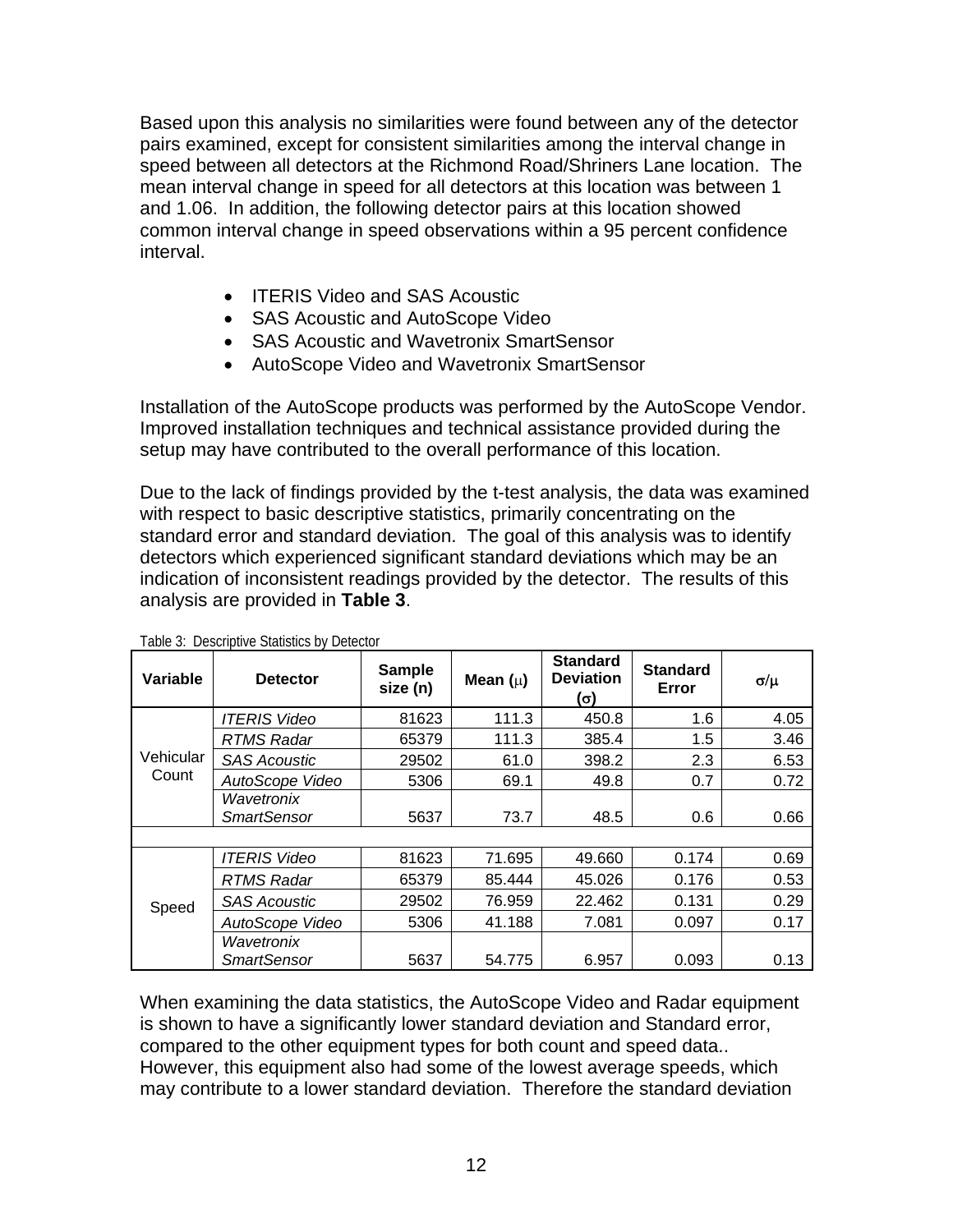Based upon this analysis no similarities were found between any of the detector pairs examined, except for consistent similarities among the interval change in speed between all detectors at the Richmond Road/Shriners Lane location. The mean interval change in speed for all detectors at this location was between 1 and 1.06. In addition, the following detector pairs at this location showed common interval change in speed observations within a 95 percent confidence interval.

- ITERIS Video and SAS Acoustic
- SAS Acoustic and AutoScope Video
- SAS Acoustic and Wavetronix SmartSensor
- AutoScope Video and Wavetronix SmartSensor

Installation of the AutoScope products was performed by the AutoScope Vendor. Improved installation techniques and technical assistance provided during the setup may have contributed to the overall performance of this location.

Due to the lack of findings provided by the t-test analysis, the data was examined with respect to basic descriptive statistics, primarily concentrating on the standard error and standard deviation. The goal of this analysis was to identify detectors which experienced significant standard deviations which may be an indication of inconsistent readings provided by the detector. The results of this analysis are provided in **Table 3**.

Table 3: Descriptive Statistics by Detector

| Variable | Detector | Sample size (n) | Mean ($\mu$) | Standard Deviation ($\sigma$) | Standard Error | $\sigma/\mu$ |
|---|---|---|---|---|---|---|
| Vehicular Count | *ITERIS Video* | 81623 | 111.3 | 450.8 | 1.6 | 4.05 |
| | *RTMS Radar* | 65379 | 111.3 | 385.4 | 1.5 | 3.46 |
| | *SAS Acoustic* | 29502 | 61.0 | 398.2 | 2.3 | 6.53 |
| | *AutoScope Video* | 5306 | 69.1 | 49.8 | 0.7 | 0.72 |
| | *Wavetronix SmartSensor* | 5637 | 73.7 | 48.5 | 0.6 | 0.66 |
| | | | | | | |
| Speed | *ITERIS Video* | 81623 | 71.695 | 49.660 | 0.174 | 0.69 |
| | *RTMS Radar* | 65379 | 85.444 | 45.026 | 0.176 | 0.53 |
| | *SAS Acoustic* | 29502 | 76.959 | 22.462 | 0.131 | 0.29 |
| | *AutoScope Video* | 5306 | 41.188 | 7.081 | 0.097 | 0.17 |
| | *Wavetronix SmartSensor* | 5637 | 54.775 | 6.957 | 0.093 | 0.13 |

When examining the data statistics, the AutoScope Video and Radar equipment is shown to have a significantly lower standard deviation and Standard error, compared to the other equipment types for both count and speed data.. However, this equipment also had some of the lowest average speeds, which may contribute to a lower standard deviation. Therefore the standard deviation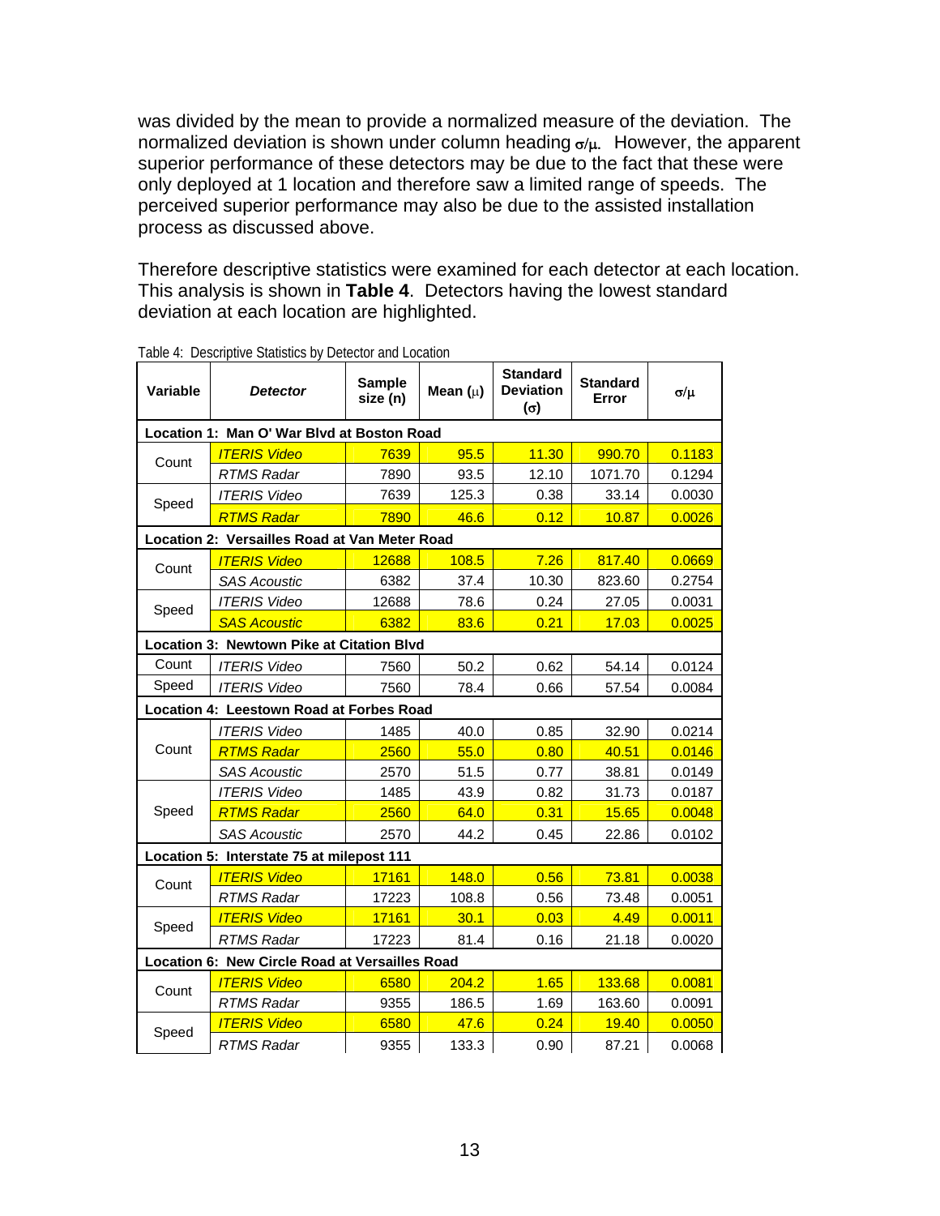was divided by the mean to provide a normalized measure of the deviation. The normalized deviation is shown under column heading $\sigma/\mu$. However, the apparent superior performance of these detectors may be due to the fact that these were only deployed at 1 location and therefore saw a limited range of speeds. The perceived superior performance may also be due to the assisted installation process as discussed above.

Therefore descriptive statistics were examined for each detector at each location. This analysis is shown in **Table 4**. Detectors having the lowest standard deviation at each location are highlighted.

Table 4: Descriptive Statistics by Detector and Location

| Variable | *Detector* | Sample size (n) | Mean ($\mu$) | Standard Deviation ($\sigma$) | Standard Error | $\sigma/\mu$ |
|---|---|---|---|---|---|---|
| **Location 1: Man O' War Blvd at Boston Road** | | | | | | |
| Count | *ITERIS Video* | 7639 | 95.5 | 11.30 | 990.70 | 0.1183 |
| | *RTMS Radar* | 7890 | 93.5 | 12.10 | 1071.70 | 0.1294 |
| Speed | *ITERIS Video* | 7639 | 125.3 | 0.38 | 33.14 | 0.0030 |
| | *RTMS Radar* | 7890 | 46.6 | 0.12 | 10.87 | 0.0026 |
| **Location 2: Versailles Road at Van Meter Road** | | | | | | |
| Count | *ITERIS Video* | 12688 | 108.5 | 7.26 | 817.40 | 0.0669 |
| | *SAS Acoustic* | 6382 | 37.4 | 10.30 | 823.60 | 0.2754 |
| Speed | *ITERIS Video* | 12688 | 78.6 | 0.24 | 27.05 | 0.0031 |
| | *SAS Acoustic* | 6382 | 83.6 | 0.21 | 17.03 | 0.0025 |
| **Location 3: Newtown Pike at Citation Blvd** | | | | | | |
| Count | *ITERIS Video* | 7560 | 50.2 | 0.62 | 54.14 | 0.0124 |
| Speed | *ITERIS Video* | 7560 | 78.4 | 0.66 | 57.54 | 0.0084 |
| **Location 4: Leestown Road at Forbes Road** | | | | | | |
| Count | *ITERIS Video* | 1485 | 40.0 | 0.85 | 32.90 | 0.0214 |
| | *RTMS Radar* | 2560 | 55.0 | 0.80 | 40.51 | 0.0146 |
| | *SAS Acoustic* | 2570 | 51.5 | 0.77 | 38.81 | 0.0149 |
| Speed | *ITERIS Video* | 1485 | 43.9 | 0.82 | 31.73 | 0.0187 |
| | *RTMS Radar* | 2560 | 64.0 | 0.31 | 15.65 | 0.0048 |
| | *SAS Acoustic* | 2570 | 44.2 | 0.45 | 22.86 | 0.0102 |
| **Location 5: Interstate 75 at milepost 111** | | | | | | |
| Count | *ITERIS Video* | 17161 | 148.0 | 0.56 | 73.81 | 0.0038 |
| | *RTMS Radar* | 17223 | 108.8 | 0.56 | 73.48 | 0.0051 |
| Speed | *ITERIS Video* | 17161 | 30.1 | 0.03 | 4.49 | 0.0011 |
| | *RTMS Radar* | 17223 | 81.4 | 0.16 | 21.18 | 0.0020 |
| **Location 6: New Circle Road at Versailles Road** | | | | | | |
| Count | *ITERIS Video* | 6580 | 204.2 | 1.65 | 133.68 | 0.0081 |
| | *RTMS Radar* | 9355 | 186.5 | 1.69 | 163.60 | 0.0091 |
| Speed | *ITERIS Video* | 6580 | 47.6 | 0.24 | 19.40 | 0.0050 |
| | *RTMS Radar* | 9355 | 133.3 | 0.90 | 87.21 | 0.0068 |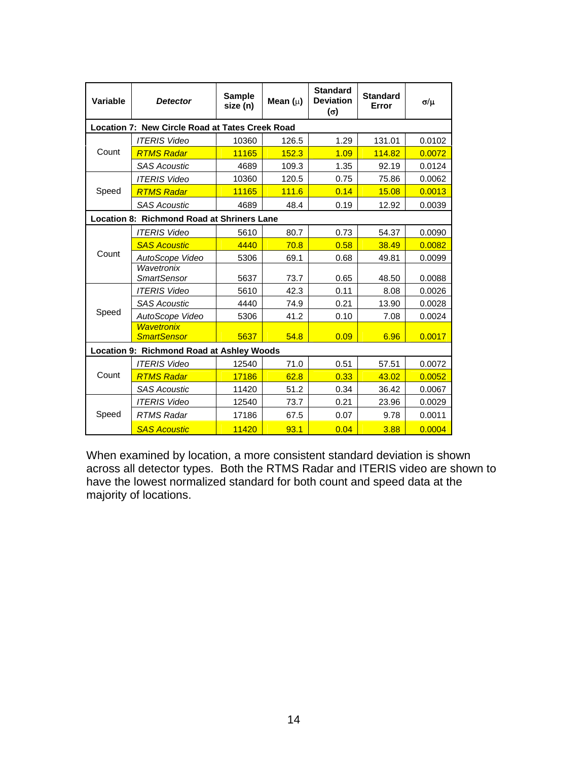| Variable | *Detector* | Sample size (n) | Mean (μ) | Standard Deviation (σ) | Standard Error | σ/μ |
|---|---|---|---|---|---|---|
| **Location 7: New Circle Road at Tates Creek Road** | | | | | | |
| Count | *ITERIS Video* | 10360 | 126.5 | 1.29 | 131.01 | 0.0102 |
| | *RTMS Radar* | 11165 | 152.3 | 1.09 | 114.82 | 0.0072 |
| | *SAS Acoustic* | 4689 | 109.3 | 1.35 | 92.19 | 0.0124 |
| Speed | *ITERIS Video* | 10360 | 120.5 | 0.75 | 75.86 | 0.0062 |
| | *RTMS Radar* | 11165 | 111.6 | 0.14 | 15.08 | 0.0013 |
| | *SAS Acoustic* | 4689 | 48.4 | 0.19 | 12.92 | 0.0039 |
| **Location 8: Richmond Road at Shriners Lane** | | | | | | |
| Count | *ITERIS Video* | 5610 | 80.7 | 0.73 | 54.37 | 0.0090 |
| | *SAS Acoustic* | 4440 | 70.8 | 0.58 | 38.49 | 0.0082 |
| | *AutoScope Video* | 5306 | 69.1 | 0.68 | 49.81 | 0.0099 |
| | *Wavetronix SmartSensor* | 5637 | 73.7 | 0.65 | 48.50 | 0.0088 |
| Speed | *ITERIS Video* | 5610 | 42.3 | 0.11 | 8.08 | 0.0026 |
| | *SAS Acoustic* | 4440 | 74.9 | 0.21 | 13.90 | 0.0028 |
| | *AutoScope Video* | 5306 | 41.2 | 0.10 | 7.08 | 0.0024 |
| | *Wavetronix SmartSensor* | 5637 | 54.8 | 0.09 | 6.96 | 0.0017 |
| **Location 9: Richmond Road at Ashley Woods** | | | | | | |
| Count | *ITERIS Video* | 12540 | 71.0 | 0.51 | 57.51 | 0.0072 |
| | *RTMS Radar* | 17186 | 62.8 | 0.33 | 43.02 | 0.0052 |
| | *SAS Acoustic* | 11420 | 51.2 | 0.34 | 36.42 | 0.0067 |
| Speed | *ITERIS Video* | 12540 | 73.7 | 0.21 | 23.96 | 0.0029 |
| | *RTMS Radar* | 17186 | 67.5 | 0.07 | 9.78 | 0.0011 |
| | *SAS Acoustic* | 11420 | 93.1 | 0.04 | 3.88 | 0.0004 |

When examined by location, a more consistent standard deviation is shown across all detector types. Both the RTMS Radar and ITERIS video are shown to have the lowest normalized standard for both count and speed data at the majority of locations.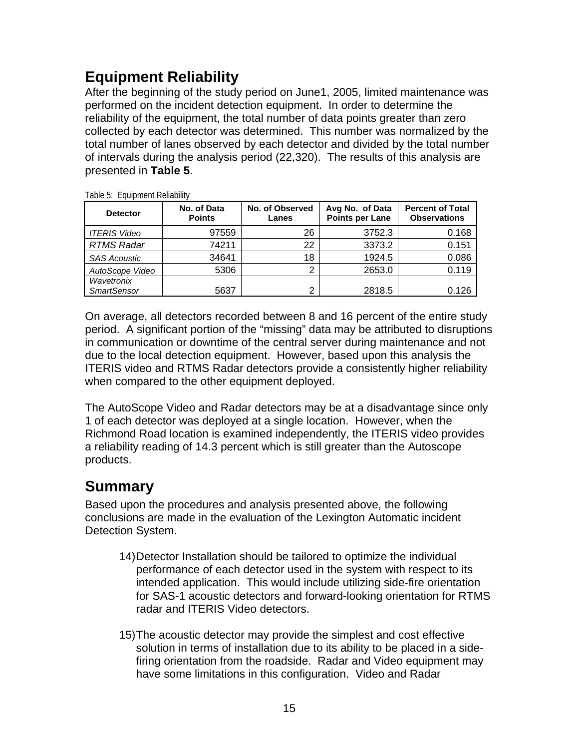## Equipment Reliability

After the beginning of the study period on June1, 2005, limited maintenance was performed on the incident detection equipment. In order to determine the reliability of the equipment, the total number of data points greater than zero collected by each detector was determined. This number was normalized by the total number of lanes observed by each detector and divided by the total number of intervals during the analysis period (22,320). The results of this analysis are presented in **Table 5**.

Table 5: Equipment Reliability

| Detector | No. of Data Points | No. of Observed Lanes | Avg No. of Data Points per Lane | Percent of Total Observations |
|---|---|---|---|---|
| *ITERIS Video* | 97559 | 26 | 3752.3 | 0.168 |
| *RTMS Radar* | 74211 | 22 | 3373.2 | 0.151 |
| *SAS Acoustic* | 34641 | 18 | 1924.5 | 0.086 |
| *AutoScope Video* | 5306 | 2 | 2653.0 | 0.119 |
| *Wavetronix SmartSensor* | 5637 | 2 | 2818.5 | 0.126 |

On average, all detectors recorded between 8 and 16 percent of the entire study period. A significant portion of the "missing" data may be attributed to disruptions in communication or downtime of the central server during maintenance and not due to the local detection equipment. However, based upon this analysis the ITERIS video and RTMS Radar detectors provide a consistently higher reliability when compared to the other equipment deployed.

The AutoScope Video and Radar detectors may be at a disadvantage since only 1 of each detector was deployed at a single location. However, when the Richmond Road location is examined independently, the ITERIS video provides a reliability reading of 14.3 percent which is still greater than the Autoscope products.

## Summary

Based upon the procedures and analysis presented above, the following conclusions are made in the evaluation of the Lexington Automatic incident Detection System.

14) Detector Installation should be tailored to optimize the individual performance of each detector used in the system with respect to its intended application. This would include utilizing side-fire orientation for SAS-1 acoustic detectors and forward-looking orientation for RTMS radar and ITERIS Video detectors.

15) The acoustic detector may provide the simplest and cost effective solution in terms of installation due to its ability to be placed in a side-firing orientation from the roadside. Radar and Video equipment may have some limitations in this configuration. Video and Radar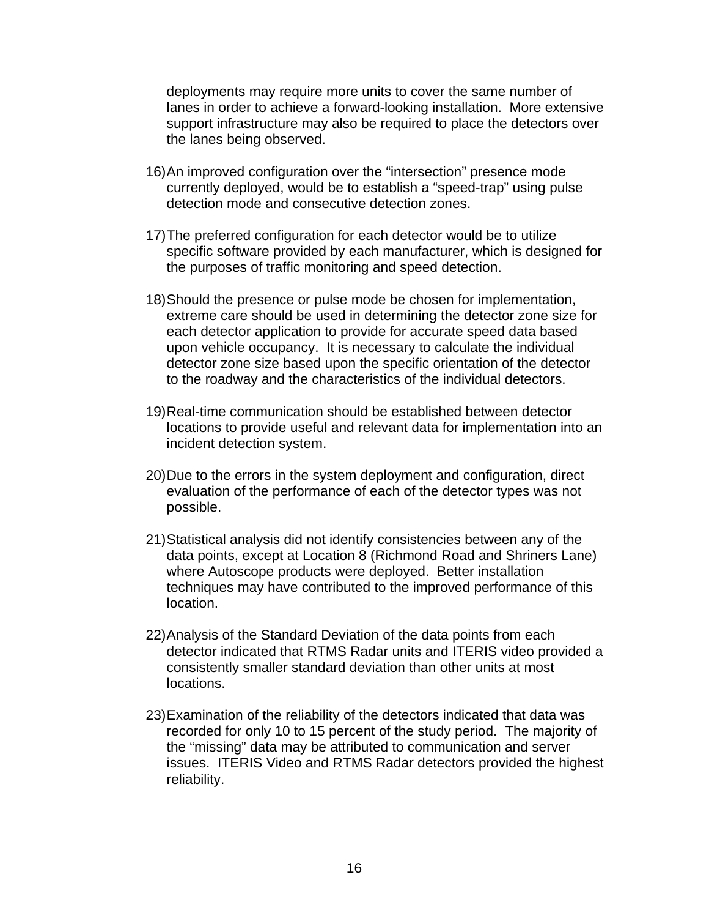deployments may require more units to cover the same number of lanes in order to achieve a forward-looking installation. More extensive support infrastructure may also be required to place the detectors over the lanes being observed.

16) An improved configuration over the "intersection" presence mode currently deployed, would be to establish a "speed-trap" using pulse detection mode and consecutive detection zones.

17) The preferred configuration for each detector would be to utilize specific software provided by each manufacturer, which is designed for the purposes of traffic monitoring and speed detection.

18) Should the presence or pulse mode be chosen for implementation, extreme care should be used in determining the detector zone size for each detector application to provide for accurate speed data based upon vehicle occupancy. It is necessary to calculate the individual detector zone size based upon the specific orientation of the detector to the roadway and the characteristics of the individual detectors.

19) Real-time communication should be established between detector locations to provide useful and relevant data for implementation into an incident detection system.

20) Due to the errors in the system deployment and configuration, direct evaluation of the performance of each of the detector types was not possible.

21) Statistical analysis did not identify consistencies between any of the data points, except at Location 8 (Richmond Road and Shriners Lane) where Autoscope products were deployed. Better installation techniques may have contributed to the improved performance of this location.

22) Analysis of the Standard Deviation of the data points from each detector indicated that RTMS Radar units and ITERIS video provided a consistently smaller standard deviation than other units at most locations.

23) Examination of the reliability of the detectors indicated that data was recorded for only 10 to 15 percent of the study period. The majority of the "missing" data may be attributed to communication and server issues. ITERIS Video and RTMS Radar detectors provided the highest reliability.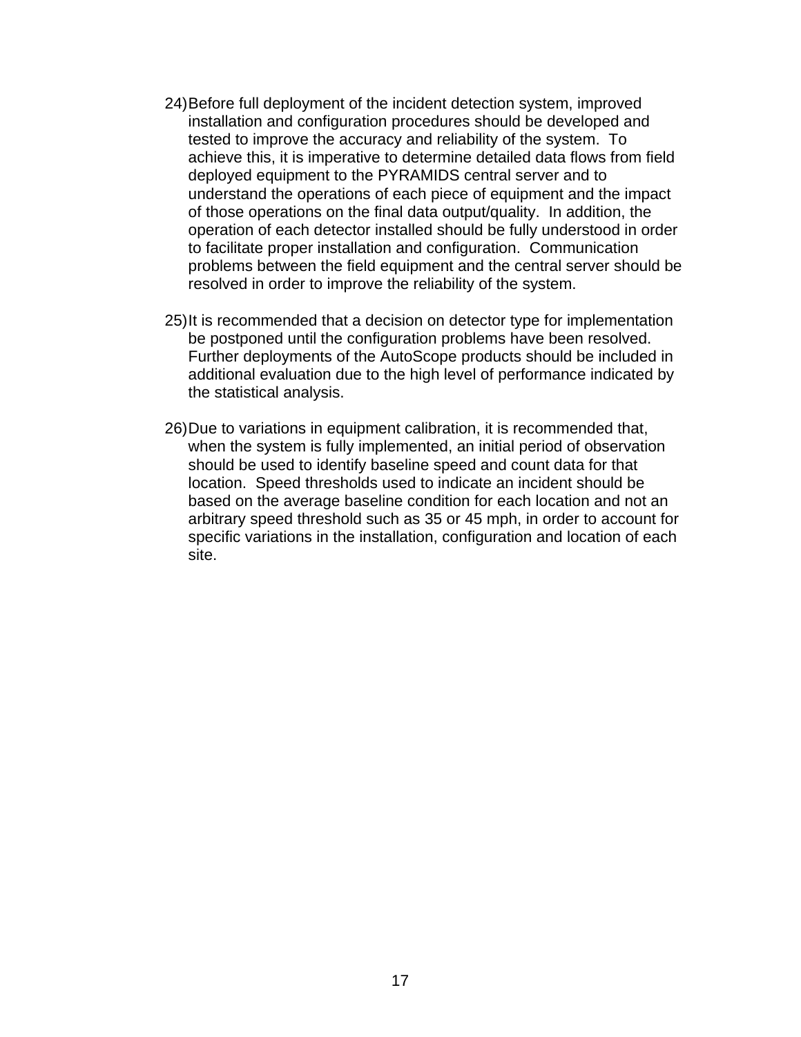24) Before full deployment of the incident detection system, improved installation and configuration procedures should be developed and tested to improve the accuracy and reliability of the system. To achieve this, it is imperative to determine detailed data flows from field deployed equipment to the PYRAMIDS central server and to understand the operations of each piece of equipment and the impact of those operations on the final data output/quality. In addition, the operation of each detector installed should be fully understood in order to facilitate proper installation and configuration. Communication problems between the field equipment and the central server should be resolved in order to improve the reliability of the system.

25) It is recommended that a decision on detector type for implementation be postponed until the configuration problems have been resolved. Further deployments of the AutoScope products should be included in additional evaluation due to the high level of performance indicated by the statistical analysis.

26) Due to variations in equipment calibration, it is recommended that, when the system is fully implemented, an initial period of observation should be used to identify baseline speed and count data for that location. Speed thresholds used to indicate an incident should be based on the average baseline condition for each location and not an arbitrary speed threshold such as 35 or 45 mph, in order to account for specific variations in the installation, configuration and location of each site.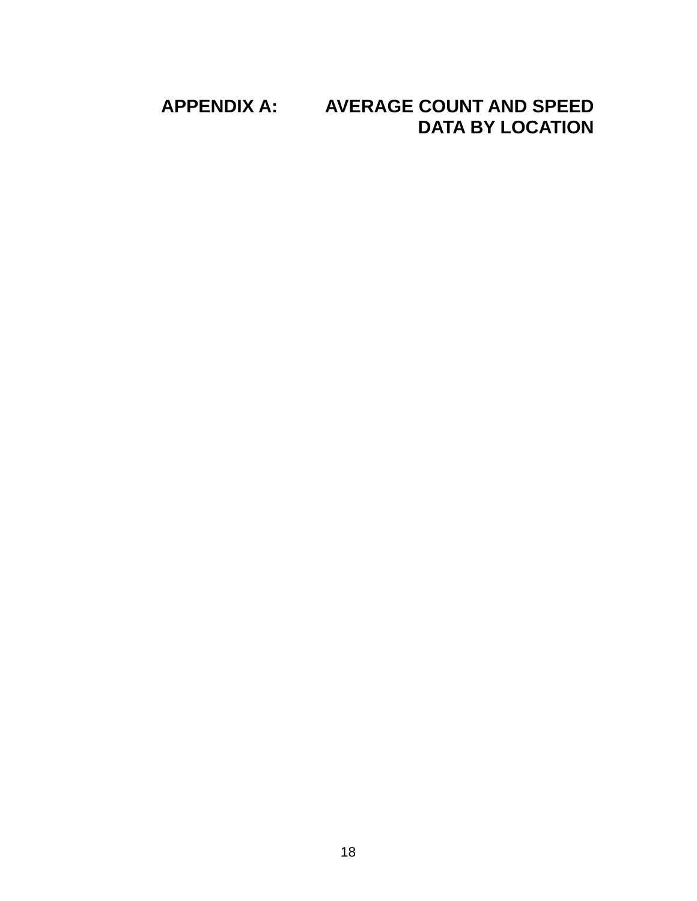# APPENDIX A: AVERAGE COUNT AND SPEED DATA BY LOCATION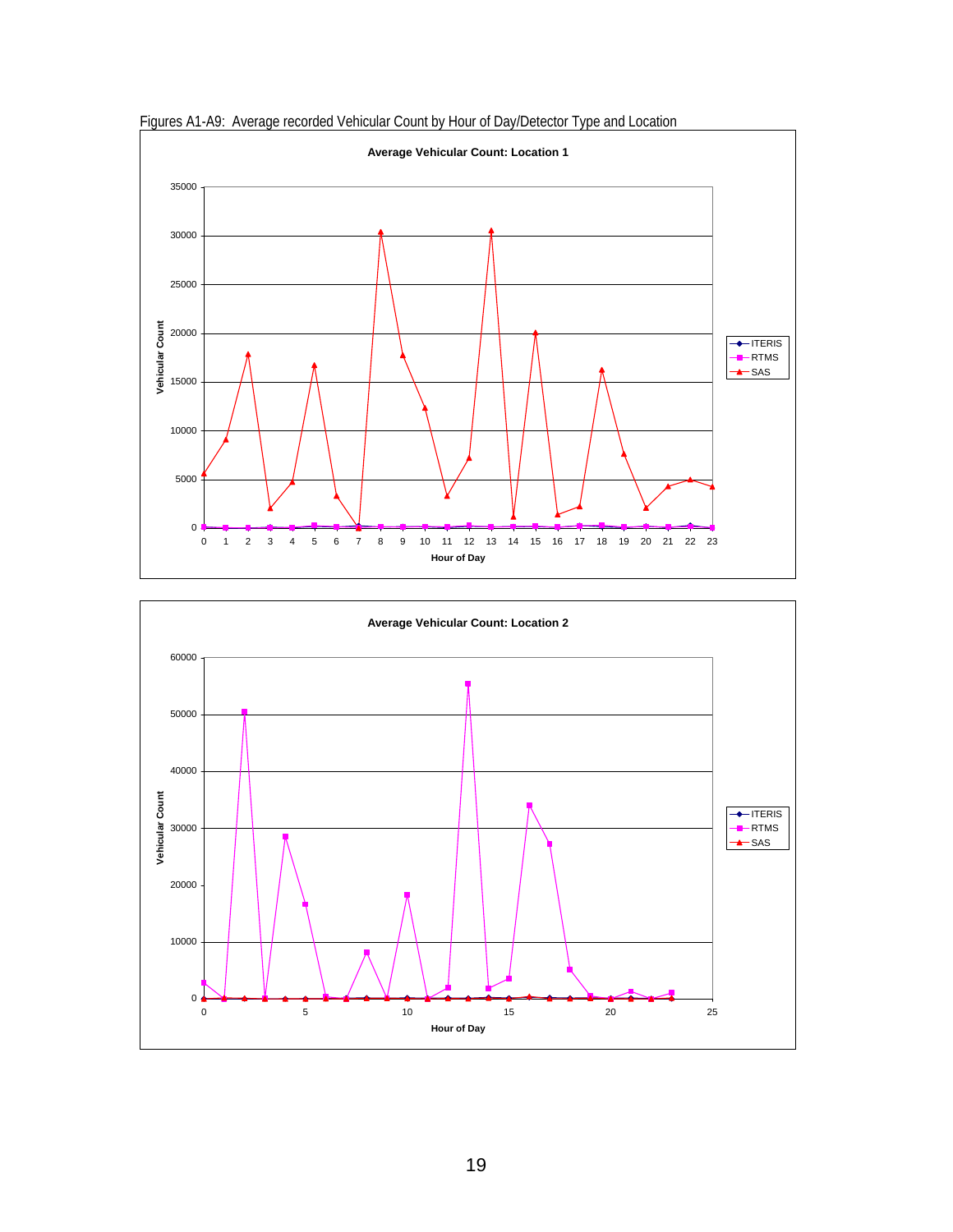Figures A1-A9: Average recorded Vehicular Count by Hour of Day/Detector Type and Location

**Average Vehicular Count: Location 1**

Vehicular Count (y-axis: 0–35000); Hour of Day (x-axis: 0–23)

Legend: ITERIS, RTMS, SAS

**Average Vehicular Count: Location 2**

Vehicular Count (y-axis: 0–60000); Hour of Day (x-axis: 0–25)

Legend: ITERIS, RTMS, SAS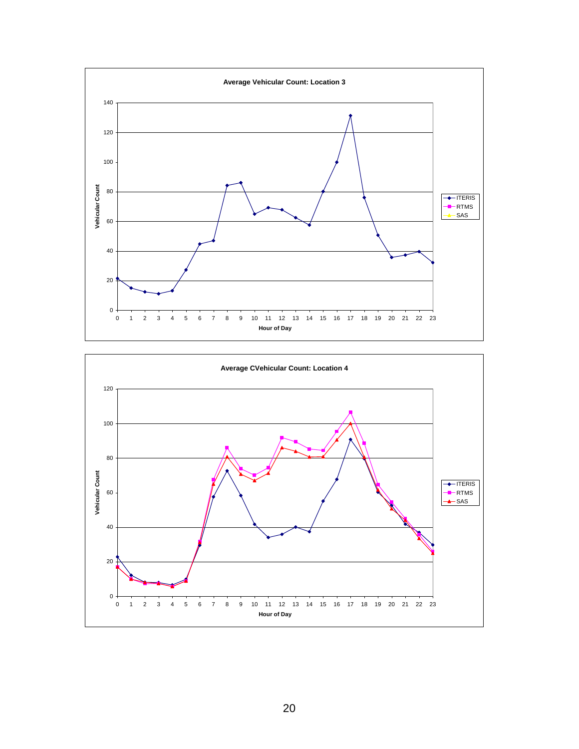**Average Vehicular Count: Location 3**

Vehicular Count vs. Hour of Day (0–23). Legend: ITERIS, RTMS, SAS

**Average CVehicular Count: Location 4**

Vehicular Count vs. Hour of Day (0–23). Legend: ITERIS, RTMS, SAS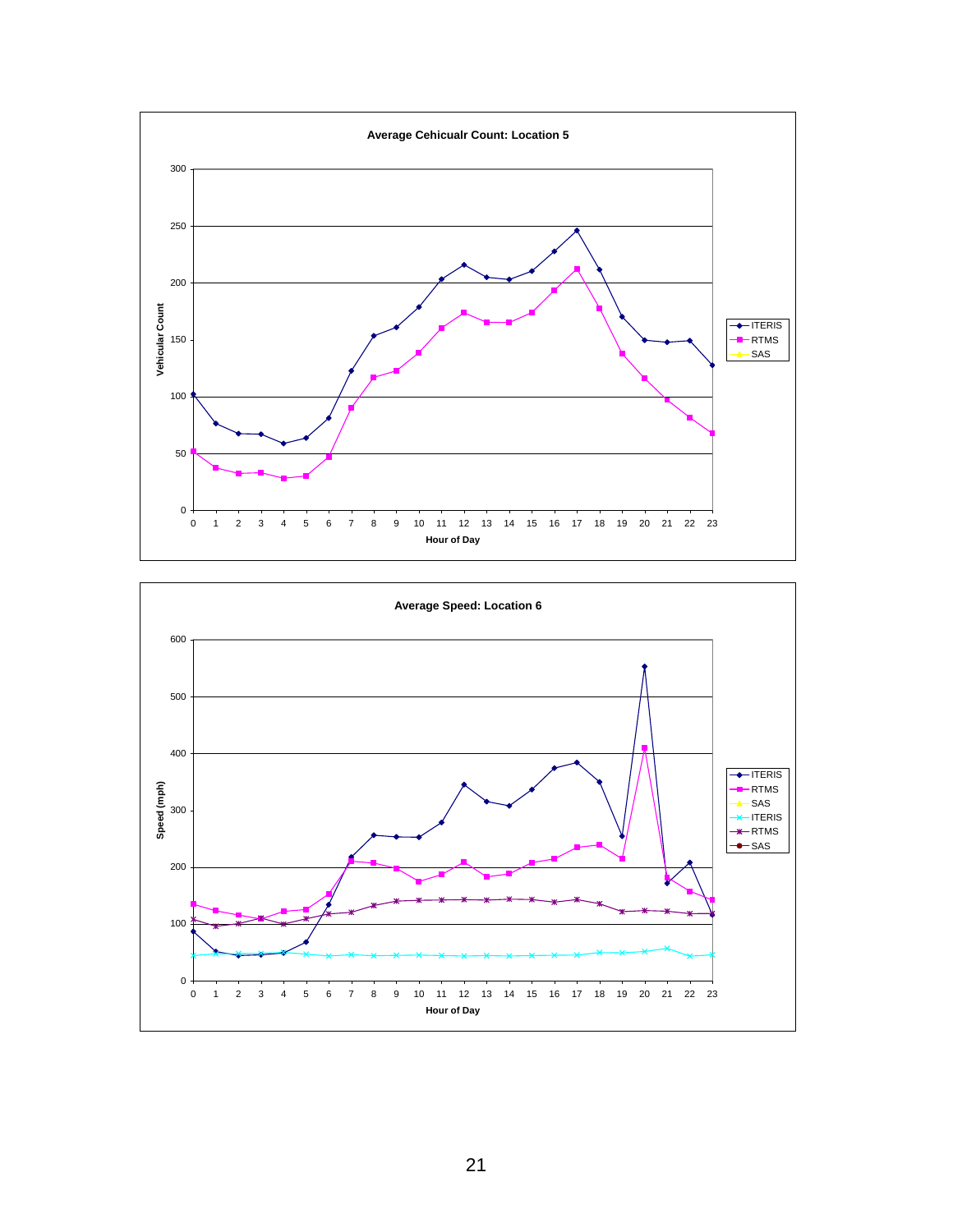**Average Cehicualr Count: Location 5**

Vehicular Count

Hour of Day

ITERIS
RTMS
SAS

**Average Speed: Location 6**

Speed (mph)

Hour of Day

ITERIS
RTMS
SAS
ITERIS
RTMS
SAS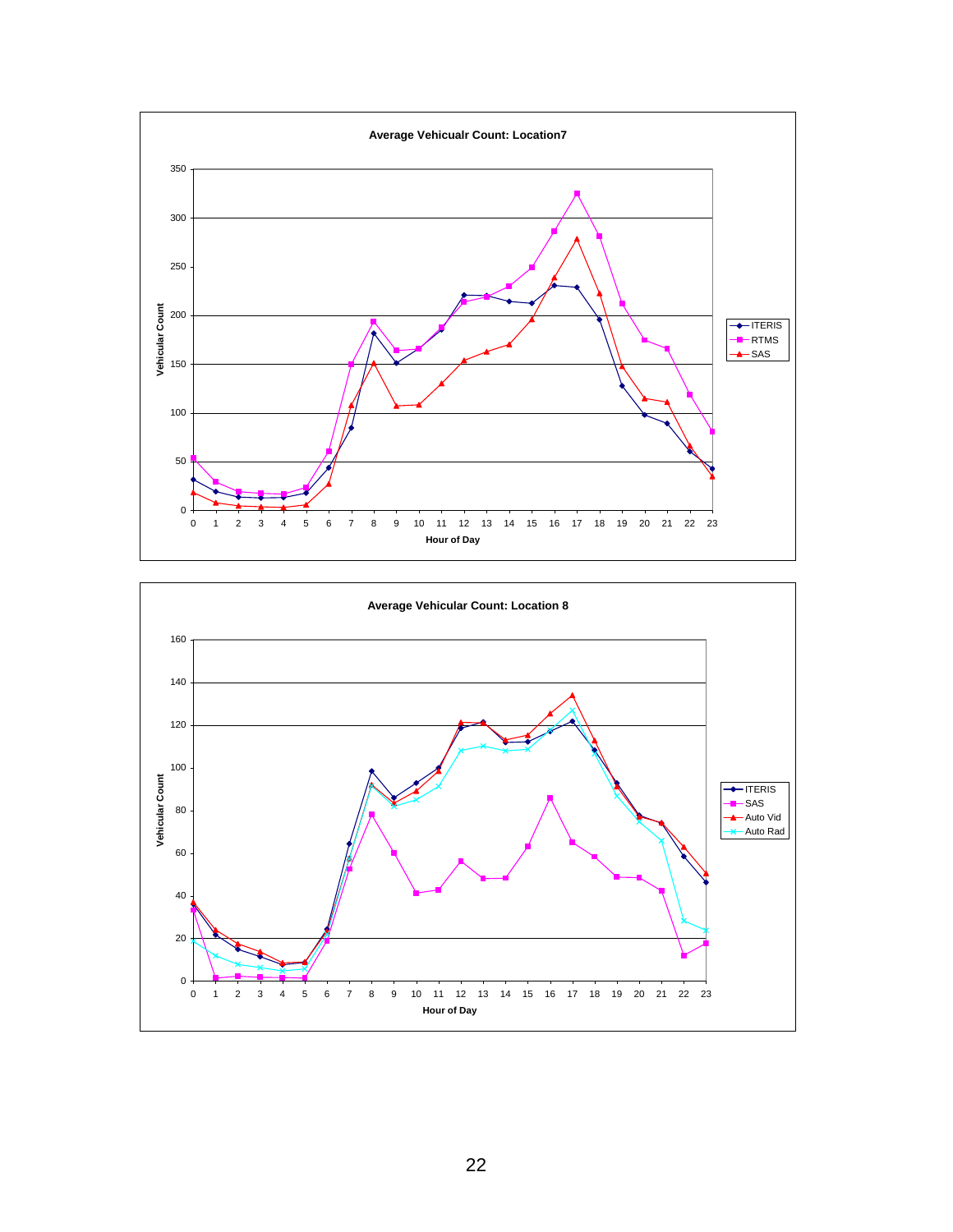**Average Vehicualr Count: Location7**

Vehicular Count

Hour of Day

- ITERIS
- RTMS
- SAS

**Average Vehicular Count: Location 8**

Vehicular Count

Hour of Day

- ITERIS
- SAS
- Auto Vid
- Auto Rad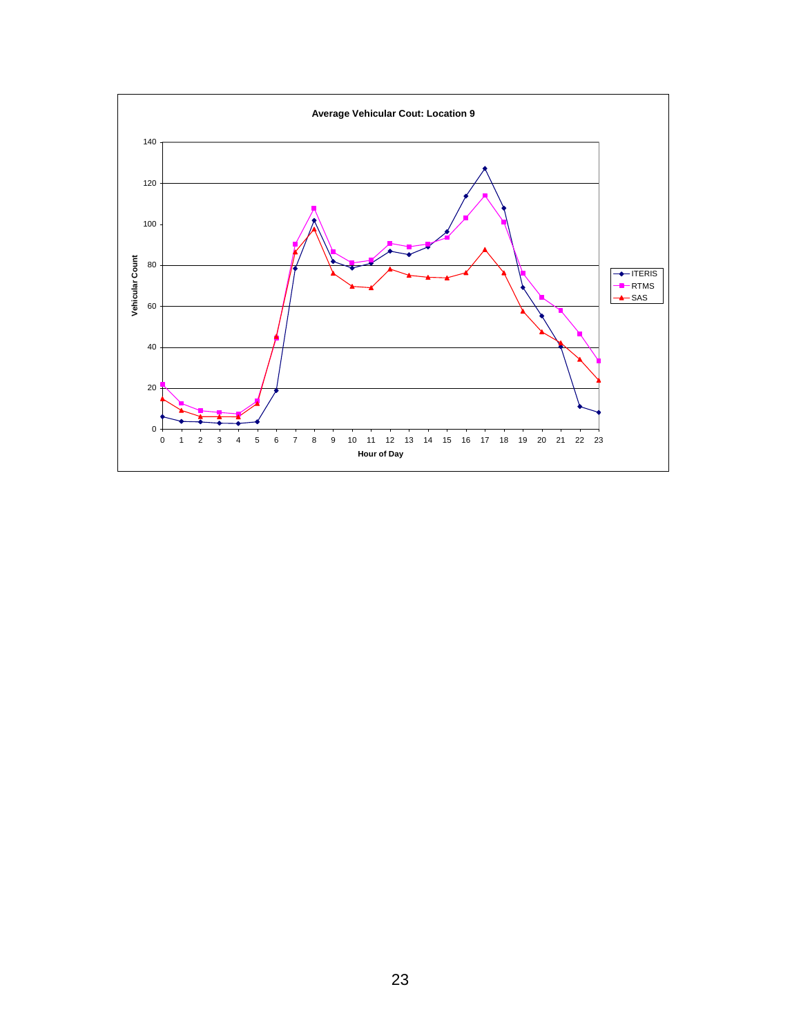**Average Vehicular Cout: Location 9**

Vehicular Count (0–140) vs. Hour of Day (0–23)

Legend: ITERIS, RTMS, SAS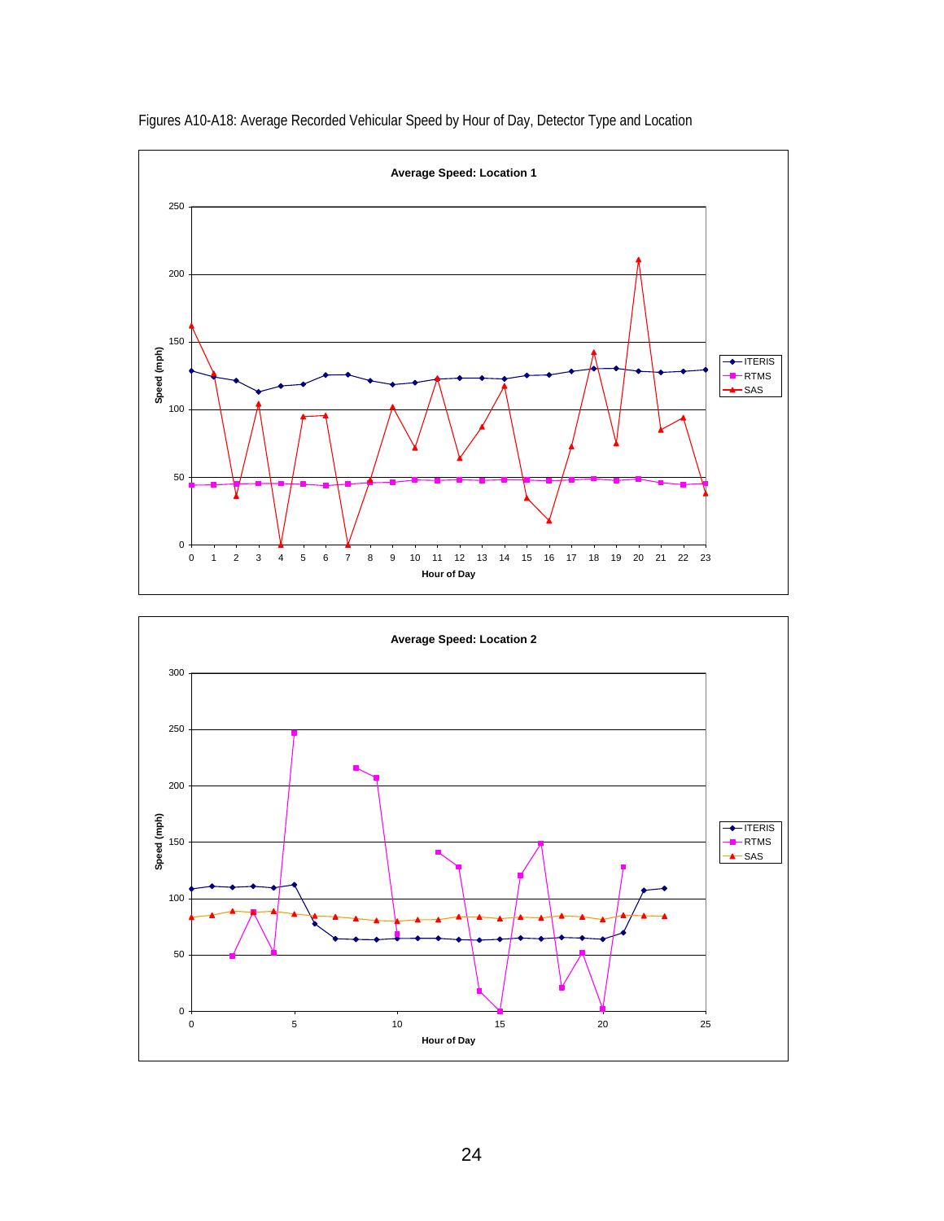Figures A10-A18: Average Recorded Vehicular Speed by Hour of Day, Detector Type and Location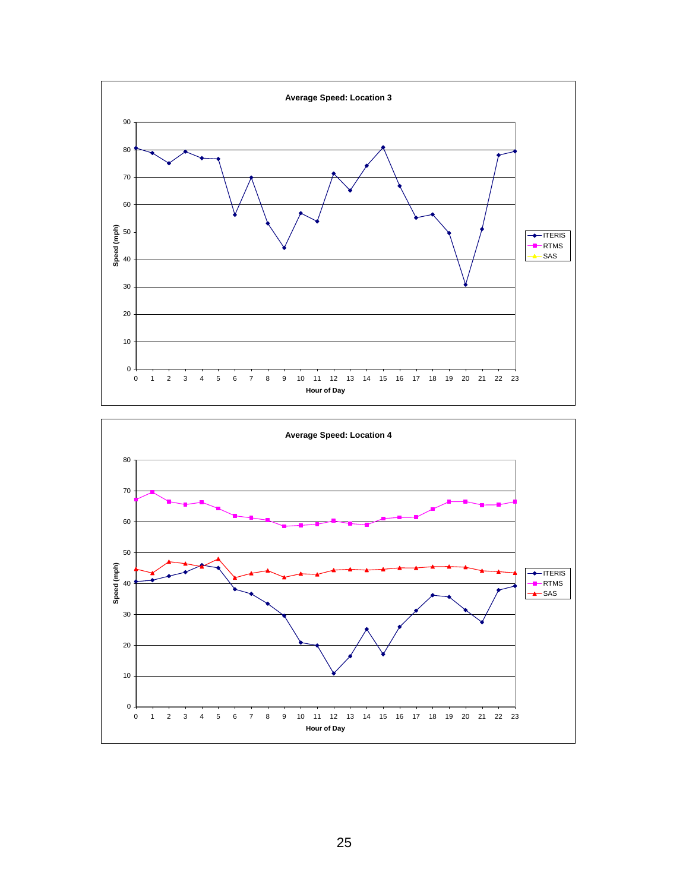**Average Speed: Location 3**

Speed (mph) vs. Hour of Day (0–23). Legend: ITERIS, RTMS, SAS

**Average Speed: Location 4**

Speed (mph) vs. Hour of Day (0–23). Legend: ITERIS, RTMS, SAS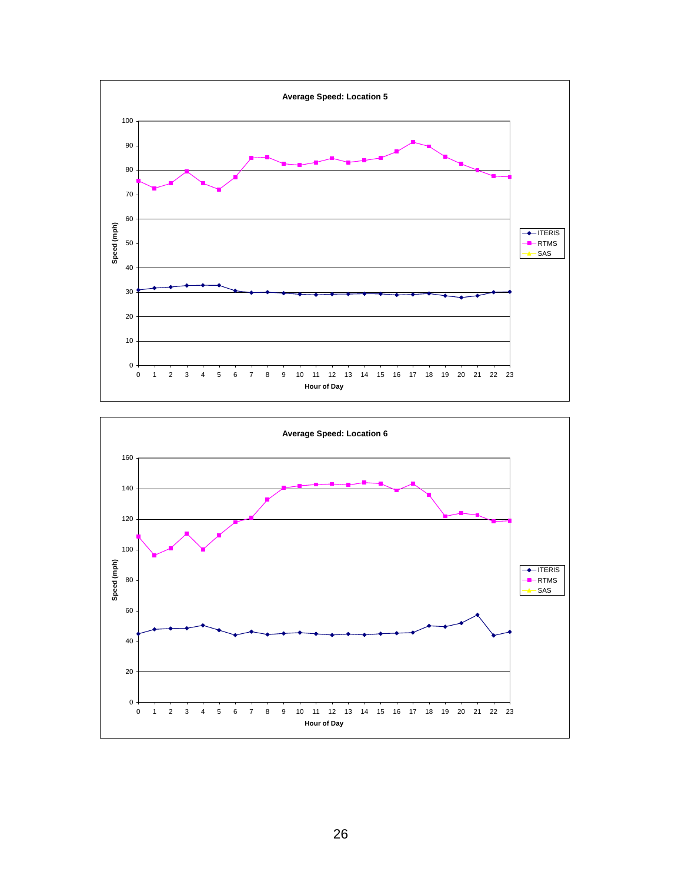**Average Speed: Location 5**

Speed (mph)

Hour of Day

Legend: ITERIS, RTMS, SAS

**Average Speed: Location 6**

Speed (mph)

Hour of Day

Legend: ITERIS, RTMS, SAS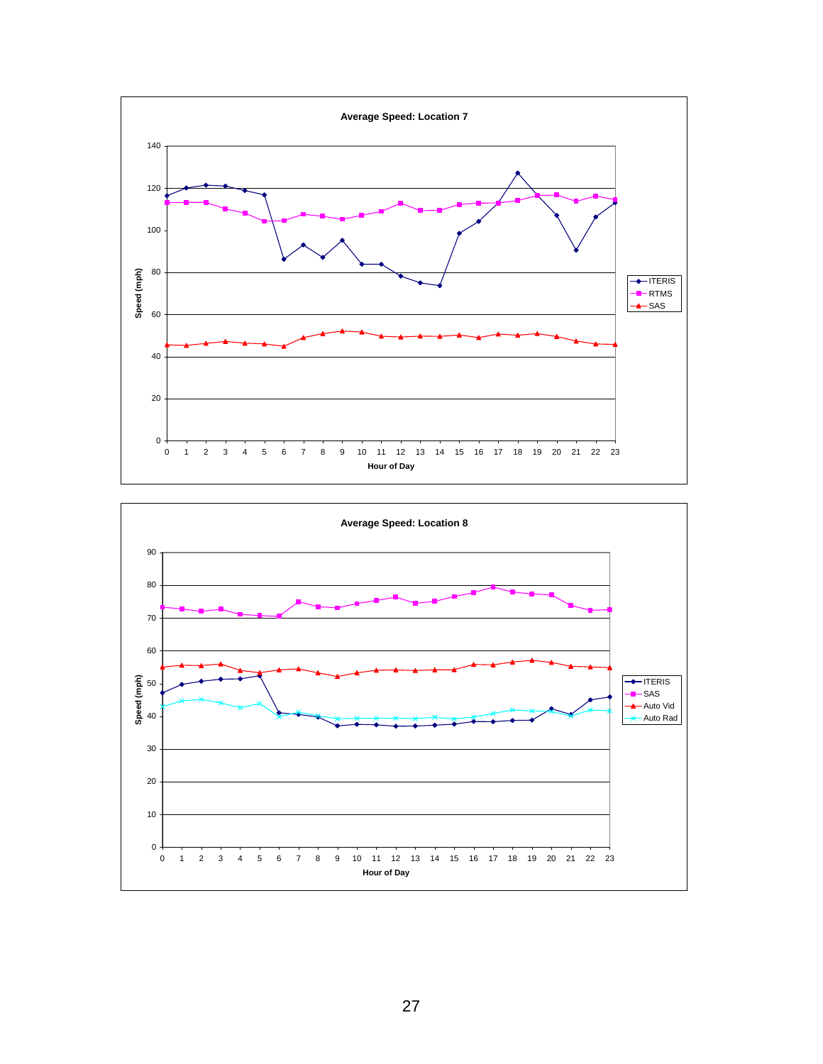**Average Speed: Location 7**

Speed (mph)

Hour of Day

Legend: ITERIS, RTMS, SAS

**Average Speed: Location 8**

Speed (mph)

Hour of Day

Legend: ITERIS, SAS, Auto Vid, Auto Rad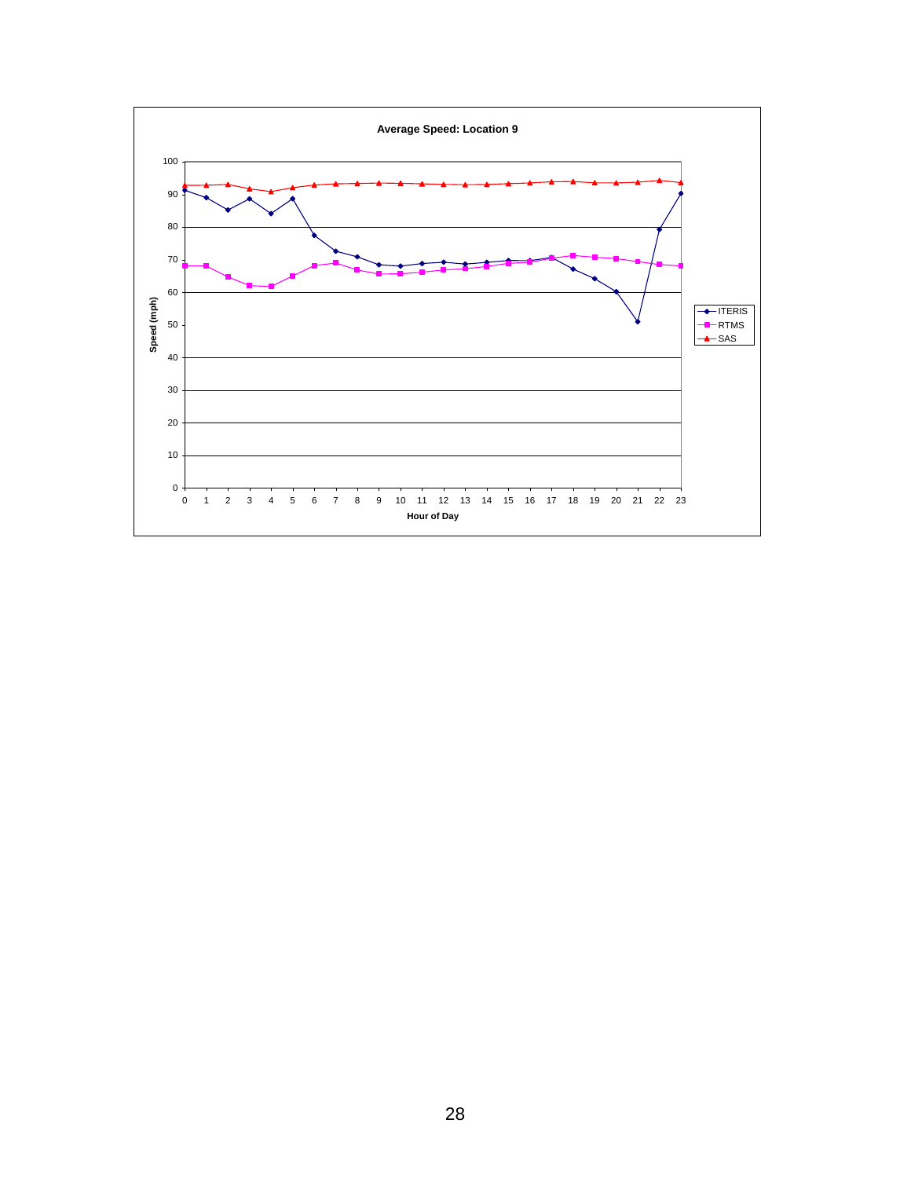**Average Speed: Location 9**

Speed (mph)

Hour of Day

- ITERIS
- RTMS
- SAS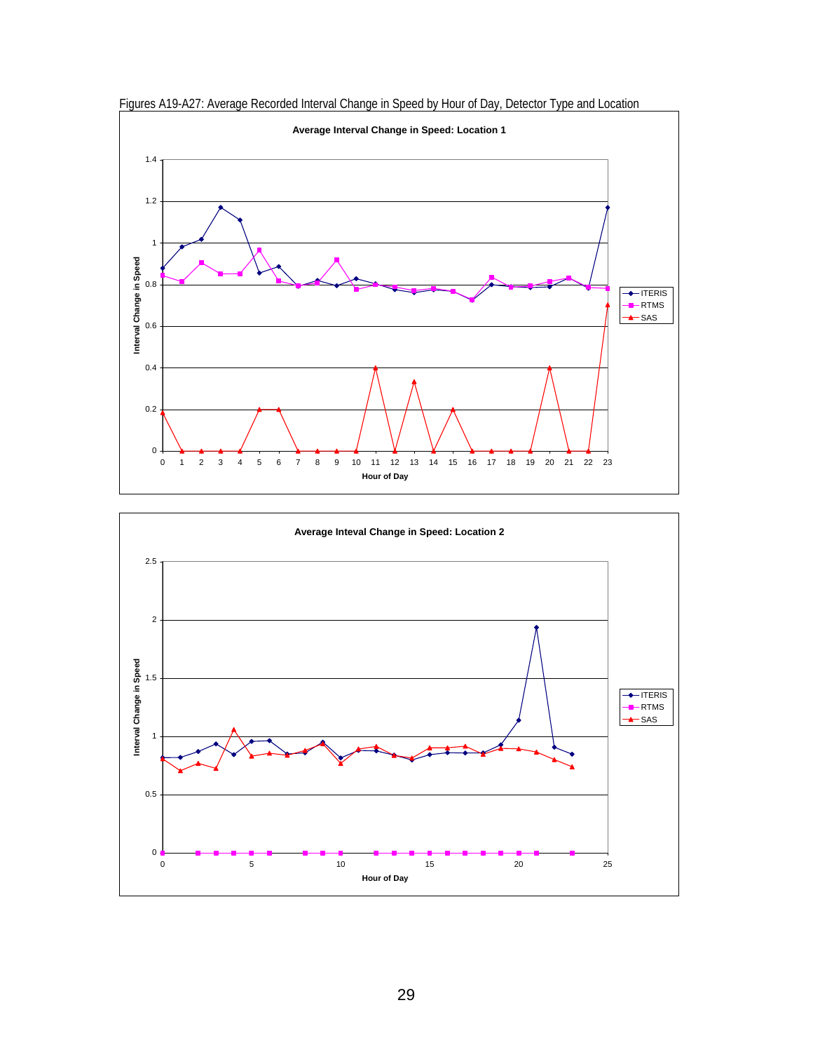Figures A19-A27: Average Recorded Interval Change in Speed by Hour of Day, Detector Type and Location

**Average Interval Change in Speed: Location 1**

Interval Change in Speed

Hour of Day

ITERIS
RTMS
SAS

**Average Inteval Change in Speed: Location 2**

Interval Change in Speed

Hour of Day

ITERIS
RTMS
SAS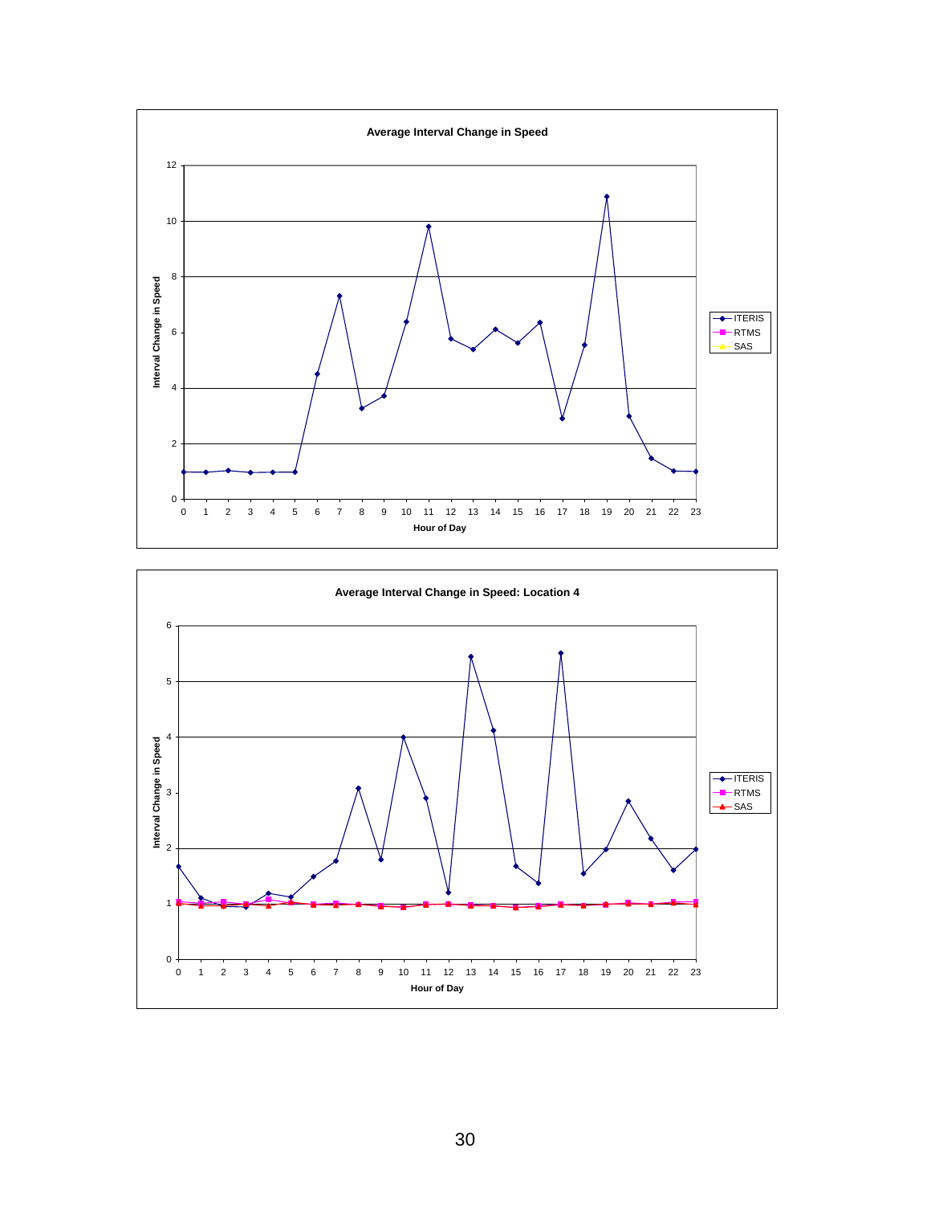**Average Interval Change in Speed**

Interval Change in Speed

Hour of Day

- ITERIS
- RTMS
- SAS

**Average Interval Change in Speed: Location 4**

Interval Change in Speed

Hour of Day

- ITERIS
- RTMS
- SAS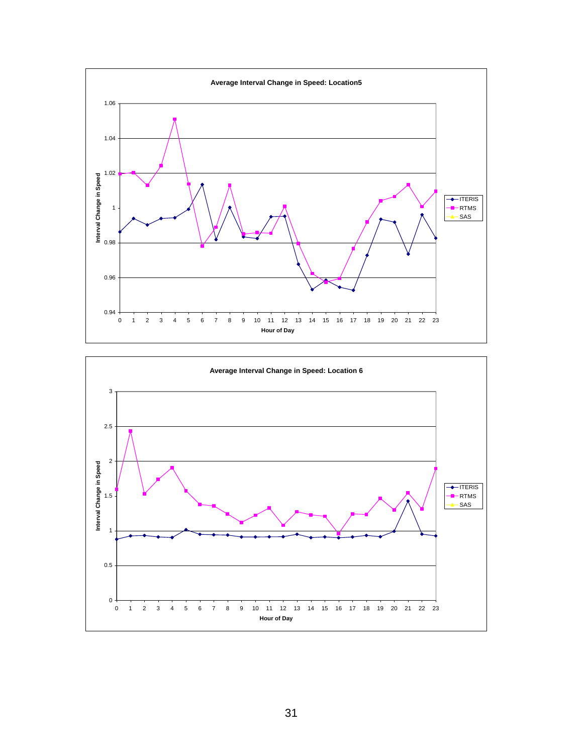**Average Interval Change in Speed: Location5**

Interval Change in Speed (y-axis: 0.94–1.06)

Hour of Day (x-axis: 0–23)

Legend: ITERIS, RTMS, SAS

**Average Interval Change in Speed: Location 6**

Interval Change in Speed (y-axis: 0–3)

Hour of Day (x-axis: 0–23)

Legend: ITERIS, RTMS, SAS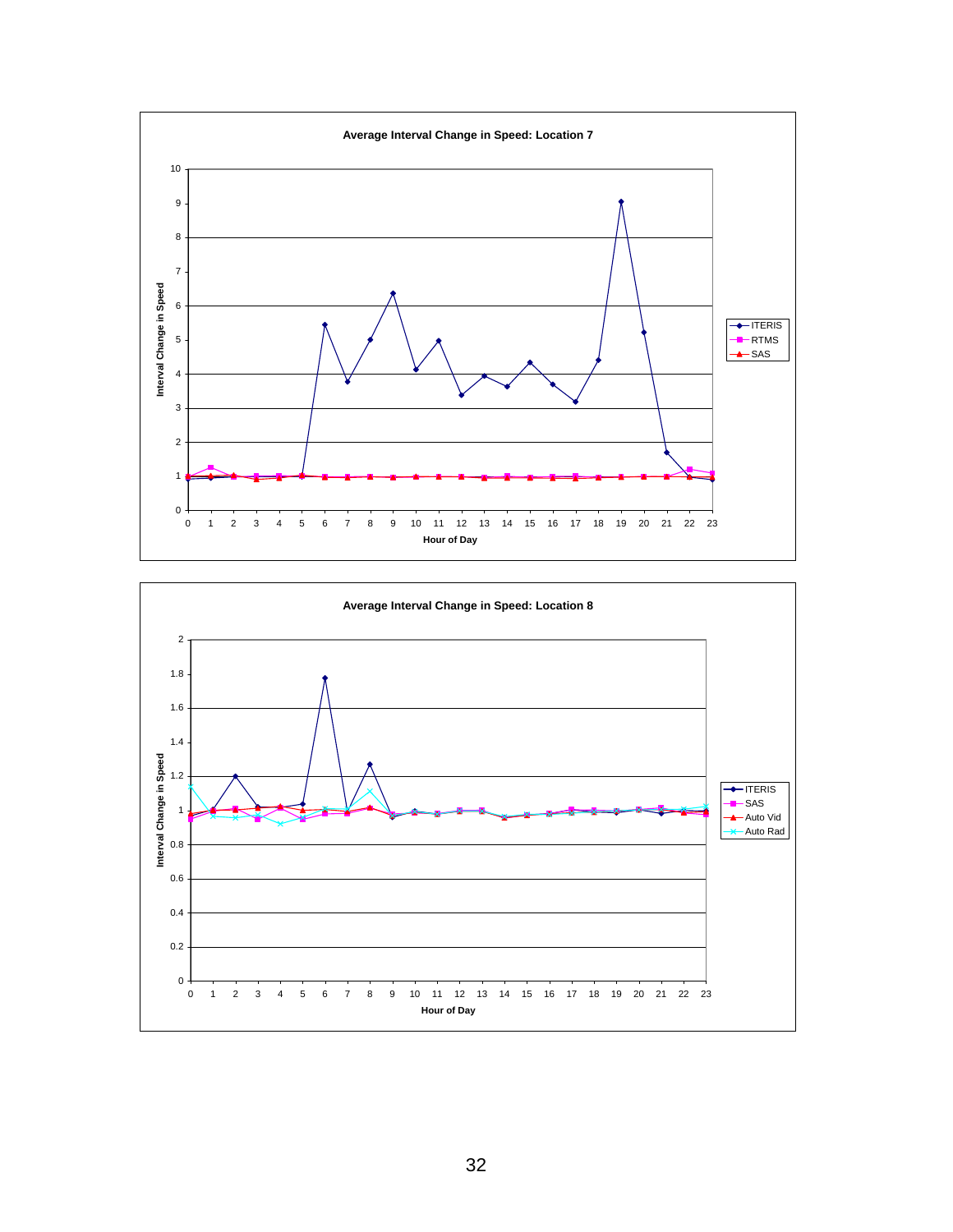**Average Interval Change in Speed: Location 7**

**Average Interval Change in Speed: Location 8**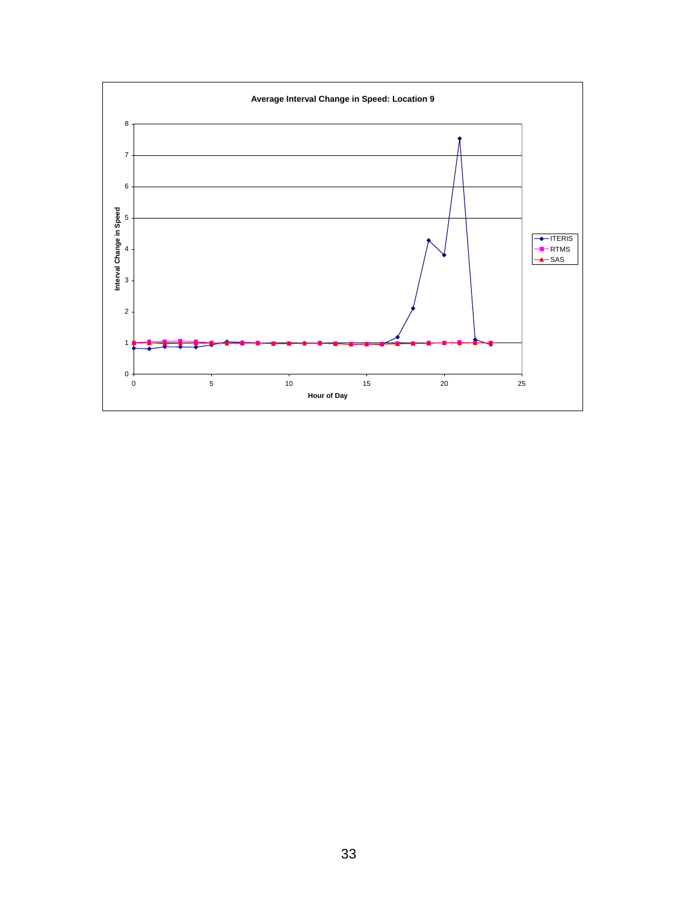Average Interval Change in Speed: Location 9

Interval Change in Speed

8
7
6
5
4
3
2
1
0

0
5
10
15
20
25

Hour of Day

ITERIS
RTMS
SAS